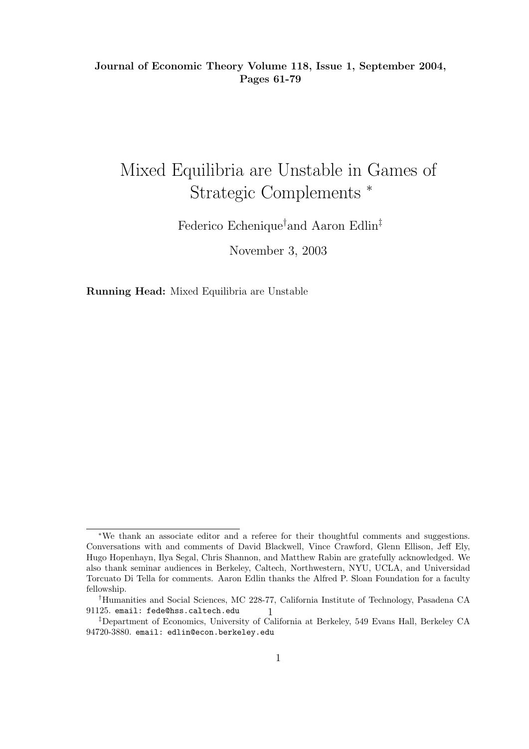**Journal of Economic Theory Volume 118, Issue 1, September 2004, Pages 61-79**

# Mixed Equilibria are Unstable in Games of Strategic Complements *

Federico Echenique[†] and Aaron Edlin[‡]

November 3, 2003

**Running Head:** Mixed Equilibria are Unstable

---

*We thank an associate editor and a referee for their thoughtful comments and suggestions. Conversations with and comments of David Blackwell, Vince Crawford, Glenn Ellison, Jeff Ely, Hugo Hopenhayn, Ilya Segal, Chris Shannon, and Matthew Rabin are gratefully acknowledged. We also thank seminar audiences in Berkeley, Caltech, Northwestern, NYU, UCLA, and Universidad Torcuato Di Tella for comments. Aaron Edlin thanks the Alfred P. Sloan Foundation for a faculty fellowship.

[†]Humanities and Social Sciences, MC 228-77, California Institute of Technology, Pasadena CA 91125. `email: fede@hss.caltech.edu`

[‡]Department of Economics, University of California at Berkeley, 549 Evans Hall, Berkeley CA 94720-3880. `email: edlin@econ.berkeley.edu`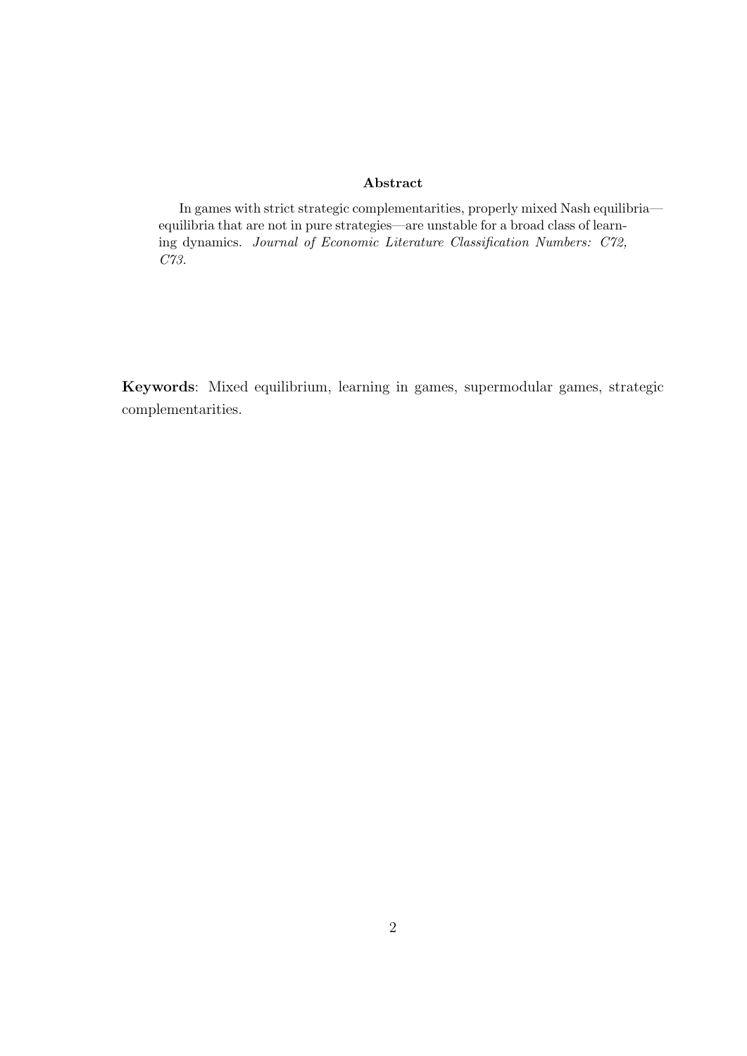**Abstract**

In games with strict strategic complementarities, properly mixed Nash equilibria—equilibria that are not in pure strategies—are unstable for a broad class of learning dynamics. *Journal of Economic Literature Classification Numbers: C72, C73.*

**Keywords**: Mixed equilibrium, learning in games, supermodular games, strategic complementarities.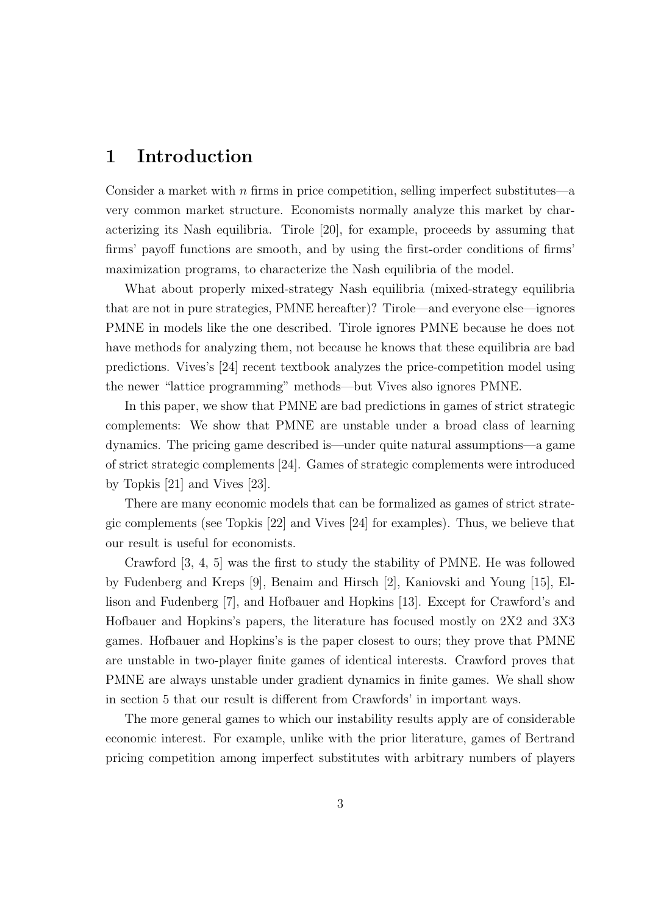# 1 Introduction

Consider a market with $n$ firms in price competition, selling imperfect substitutes—a very common market structure. Economists normally analyze this market by characterizing its Nash equilibria. Tirole [20], for example, proceeds by assuming that firms' payoff functions are smooth, and by using the first-order conditions of firms' maximization programs, to characterize the Nash equilibria of the model.

What about properly mixed-strategy Nash equilibria (mixed-strategy equilibria that are not in pure strategies, PMNE hereafter)? Tirole—and everyone else—ignores PMNE in models like the one described. Tirole ignores PMNE because he does not have methods for analyzing them, not because he knows that these equilibria are bad predictions. Vives's [24] recent textbook analyzes the price-competition model using the newer "lattice programming" methods—but Vives also ignores PMNE.

In this paper, we show that PMNE are bad predictions in games of strict strategic complements: We show that PMNE are unstable under a broad class of learning dynamics. The pricing game described is—under quite natural assumptions—a game of strict strategic complements [24]. Games of strategic complements were introduced by Topkis [21] and Vives [23].

There are many economic models that can be formalized as games of strict strategic complements (see Topkis [22] and Vives [24] for examples). Thus, we believe that our result is useful for economists.

Crawford [3, 4, 5] was the first to study the stability of PMNE. He was followed by Fudenberg and Kreps [9], Benaim and Hirsch [2], Kaniovski and Young [15], Ellison and Fudenberg [7], and Hofbauer and Hopkins [13]. Except for Crawford's and Hofbauer and Hopkins's papers, the literature has focused mostly on 2X2 and 3X3 games. Hofbauer and Hopkins's is the paper closest to ours; they prove that PMNE are unstable in two-player finite games of identical interests. Crawford proves that PMNE are always unstable under gradient dynamics in finite games. We shall show in section 5 that our result is different from Crawfords' in important ways.

The more general games to which our instability results apply are of considerable economic interest. For example, unlike with the prior literature, games of Bertrand pricing competition among imperfect substitutes with arbitrary numbers of players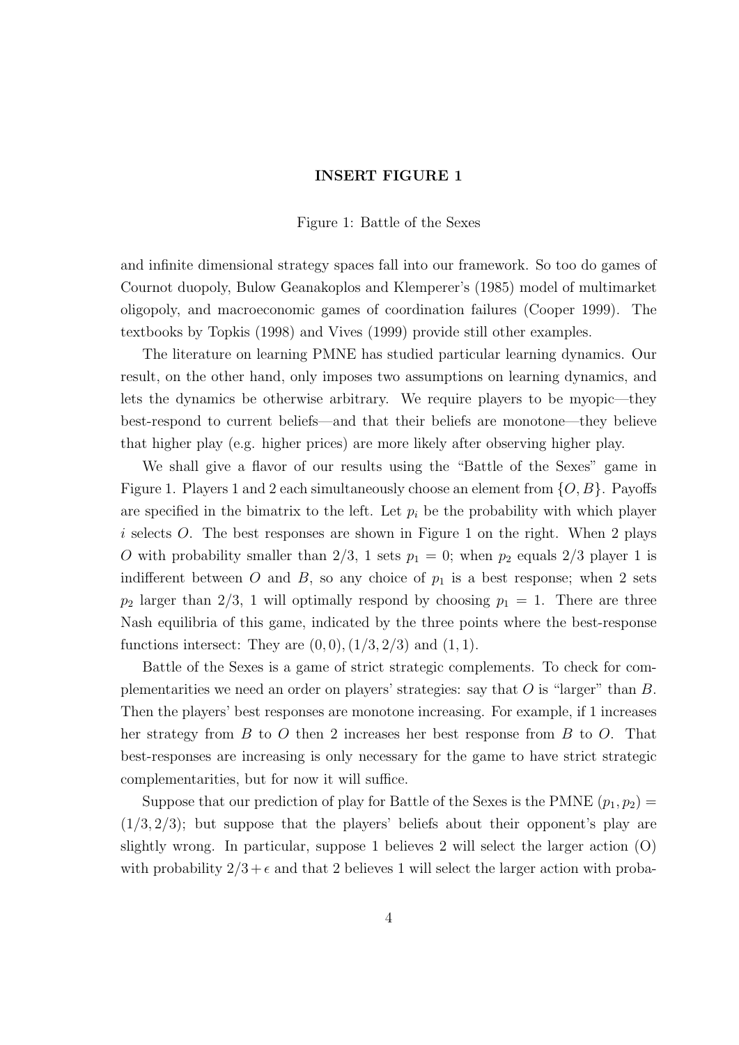**INSERT FIGURE 1**

Figure 1: Battle of the Sexes

and infinite dimensional strategy spaces fall into our framework. So too do games of Cournot duopoly, Bulow Geanakoplos and Klemperer's (1985) model of multimarket oligopoly, and macroeconomic games of coordination failures (Cooper 1999). The textbooks by Topkis (1998) and Vives (1999) provide still other examples.

The literature on learning PMNE has studied particular learning dynamics. Our result, on the other hand, only imposes two assumptions on learning dynamics, and lets the dynamics be otherwise arbitrary. We require players to be myopic—they best-respond to current beliefs—and that their beliefs are monotone—they believe that higher play (e.g. higher prices) are more likely after observing higher play.

We shall give a flavor of our results using the "Battle of the Sexes" game in Figure 1. Players 1 and 2 each simultaneously choose an element from $\{O, B\}$. Payoffs are specified in the bimatrix to the left. Let $p_i$ be the probability with which player $i$ selects $O$. The best responses are shown in Figure 1 on the right. When 2 plays $O$ with probability smaller than $2/3$, 1 sets $p_1 = 0$; when $p_2$ equals $2/3$ player 1 is indifferent between $O$ and $B$, so any choice of $p_1$ is a best response; when 2 sets $p_2$ larger than $2/3$, 1 will optimally respond by choosing $p_1 = 1$. There are three Nash equilibria of this game, indicated by the three points where the best-response functions intersect: They are $(0, 0), (1/3, 2/3)$ and $(1, 1)$.

Battle of the Sexes is a game of strict strategic complements. To check for complementarities we need an order on players' strategies: say that $O$ is "larger" than $B$. Then the players' best responses are monotone increasing. For example, if 1 increases her strategy from $B$ to $O$ then 2 increases her best response from $B$ to $O$. That best-responses are increasing is only necessary for the game to have strict strategic complementarities, but for now it will suffice.

Suppose that our prediction of play for Battle of the Sexes is the PMNE $(p_1, p_2) = (1/3, 2/3)$; but suppose that the players' beliefs about their opponent's play are slightly wrong. In particular, suppose 1 believes 2 will select the larger action (O) with probability $2/3 + \epsilon$ and that 2 believes 1 will select the larger action with proba-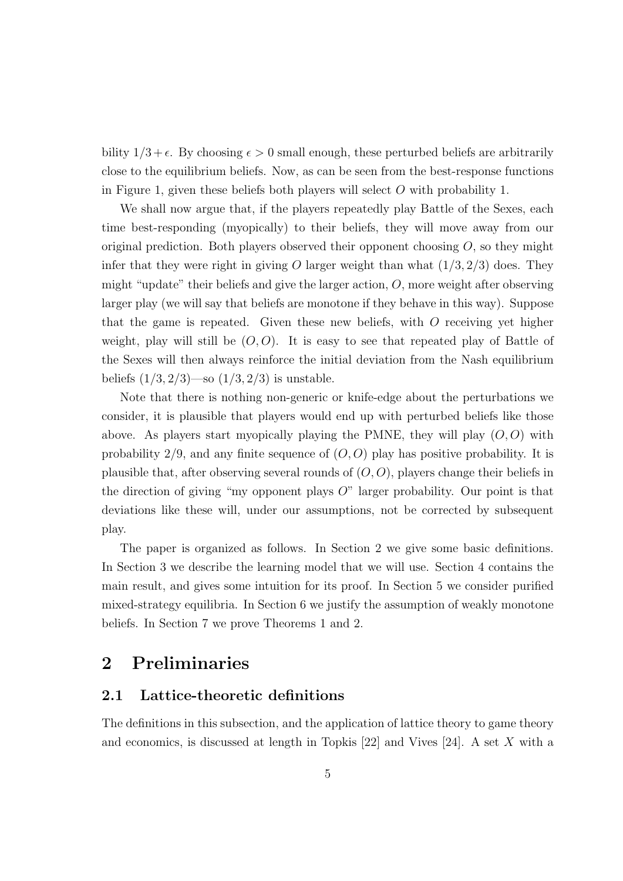bility $1/3 + \epsilon$. By choosing $\epsilon > 0$ small enough, these perturbed beliefs are arbitrarily close to the equilibrium beliefs. Now, as can be seen from the best-response functions in Figure 1, given these beliefs both players will select $O$ with probability 1.

We shall now argue that, if the players repeatedly play Battle of the Sexes, each time best-responding (myopically) to their beliefs, they will move away from our original prediction. Both players observed their opponent choosing $O$, so they might infer that they were right in giving $O$ larger weight than what $(1/3, 2/3)$ does. They might "update" their beliefs and give the larger action, $O$, more weight after observing larger play (we will say that beliefs are monotone if they behave in this way). Suppose that the game is repeated. Given these new beliefs, with $O$ receiving yet higher weight, play will still be $(O, O)$. It is easy to see that repeated play of Battle of the Sexes will then always reinforce the initial deviation from the Nash equilibrium beliefs $(1/3, 2/3)$—so $(1/3, 2/3)$ is unstable.

Note that there is nothing non-generic or knife-edge about the perturbations we consider, it is plausible that players would end up with perturbed beliefs like those above. As players start myopically playing the PMNE, they will play $(O, O)$ with probability $2/9$, and any finite sequence of $(O, O)$ play has positive probability. It is plausible that, after observing several rounds of $(O, O)$, players change their beliefs in the direction of giving "my opponent plays $O$" larger probability. Our point is that deviations like these will, under our assumptions, not be corrected by subsequent play.

The paper is organized as follows. In Section 2 we give some basic definitions. In Section 3 we describe the learning model that we will use. Section 4 contains the main result, and gives some intuition for its proof. In Section 5 we consider purified mixed-strategy equilibria. In Section 6 we justify the assumption of weakly monotone beliefs. In Section 7 we prove Theorems 1 and 2.

# 2 Preliminaries

## 2.1 Lattice-theoretic definitions

The definitions in this subsection, and the application of lattice theory to game theory and economics, is discussed at length in Topkis [22] and Vives [24]. A set $X$ with a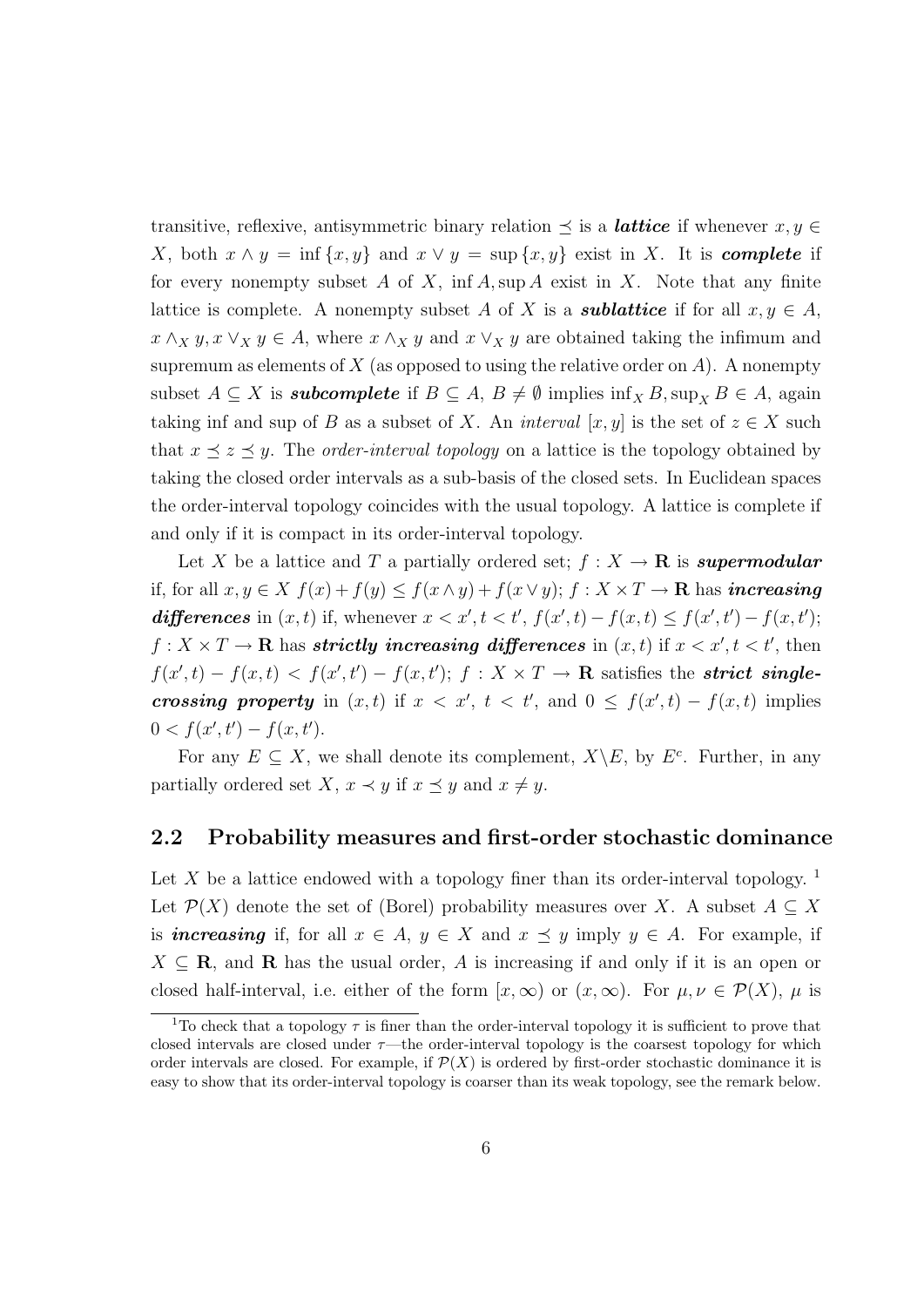transitive, reflexive, antisymmetric binary relation $\preceq$ is a ***lattice*** if whenever $x, y \in X$, both $x \wedge y = \inf\{x, y\}$ and $x \vee y = \sup\{x, y\}$ exist in $X$. It is ***complete*** if for every nonempty subset $A$ of $X$, $\inf A, \sup A$ exist in $X$. Note that any finite lattice is complete. A nonempty subset $A$ of $X$ is a ***sublattice*** if for all $x, y \in A$, $x \wedge_X y, x \vee_X y \in A$, where $x \wedge_X y$ and $x \vee_X y$ are obtained taking the infimum and supremum as elements of $X$ (as opposed to using the relative order on $A$). A nonempty subset $A \subseteq X$ is ***subcomplete*** if $B \subseteq A$, $B \neq \emptyset$ implies $\inf_X B, \sup_X B \in A$, again taking inf and sup of $B$ as a subset of $X$. An *interval* $[x, y]$ is the set of $z \in X$ such that $x \preceq z \preceq y$. The *order-interval topology* on a lattice is the topology obtained by taking the closed order intervals as a sub-basis of the closed sets. In Euclidean spaces the order-interval topology coincides with the usual topology. A lattice is complete if and only if it is compact in its order-interval topology.

Let $X$ be a lattice and $T$ a partially ordered set; $f : X \to \mathbf{R}$ is ***supermodular*** if, for all $x, y \in X$ $f(x) + f(y) \leq f(x \wedge y) + f(x \vee y)$; $f : X \times T \to \mathbf{R}$ has ***increasing differences*** in $(x, t)$ if, whenever $x < x', t < t'$, $f(x', t) - f(x, t) \leq f(x', t') - f(x, t')$; $f : X \times T \to \mathbf{R}$ has ***strictly increasing differences*** in $(x, t)$ if $x < x', t < t'$, then $f(x', t) - f(x, t) < f(x', t') - f(x, t')$; $f : X \times T \to \mathbf{R}$ satisfies the ***strict single-crossing property*** in $(x, t)$ if $x < x'$, $t < t'$, and $0 \leq f(x', t) - f(x, t)$ implies $0 < f(x', t') - f(x, t')$.

For any $E \subseteq X$, we shall denote its complement, $X \backslash E$, by $E^c$. Further, in any partially ordered set $X$, $x \prec y$ if $x \preceq y$ and $x \neq y$.

## 2.2 Probability measures and first-order stochastic dominance

Let $X$ be a lattice endowed with a topology finer than its order-interval topology. [1] Let $\mathcal{P}(X)$ denote the set of (Borel) probability measures over $X$. A subset $A \subseteq X$ is ***increasing*** if, for all $x \in A$, $y \in X$ and $x \preceq y$ imply $y \in A$. For example, if $X \subseteq \mathbf{R}$, and $\mathbf{R}$ has the usual order, $A$ is increasing if and only if it is an open or closed half-interval, i.e. either of the form $[x, \infty)$ or $(x, \infty)$. For $\mu, \nu \in \mathcal{P}(X)$, $\mu$ is

[1] To check that a topology $\tau$ is finer than the order-interval topology it is sufficient to prove that closed intervals are closed under $\tau$—the order-interval topology is the coarsest topology for which order intervals are closed. For example, if $\mathcal{P}(X)$ is ordered by first-order stochastic dominance it is easy to show that its order-interval topology is coarser than its weak topology, see the remark below.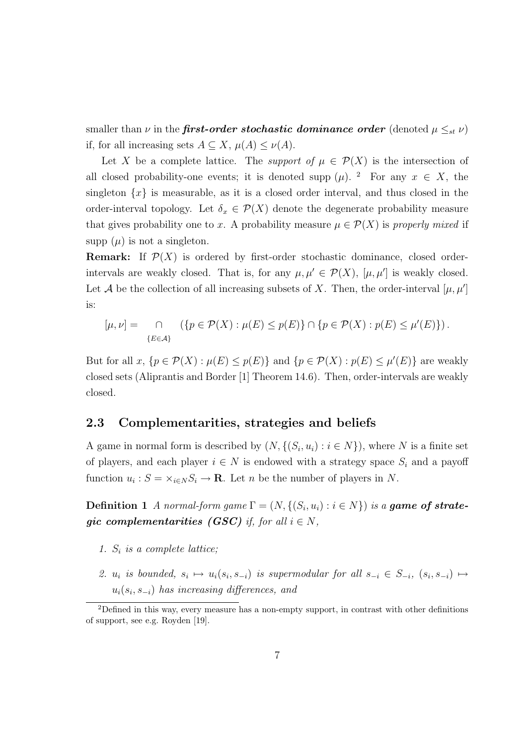smaller than $\nu$ in the ***first-order stochastic dominance order*** (denoted $\mu \leq_{st} \nu$) if, for all increasing sets $A \subseteq X$, $\mu(A) \leq \nu(A)$.

Let $X$ be a complete lattice. The *support of* $\mu \in \mathcal{P}(X)$ is the intersection of all closed probability-one events; it is denoted supp $(\mu)$. [2] For any $x \in X$, the singleton $\{x\}$ is measurable, as it is a closed order interval, and thus closed in the order-interval topology. Let $\delta_x \in \mathcal{P}(X)$ denote the degenerate probability measure that gives probability one to $x$. A probability measure $\mu \in \mathcal{P}(X)$ is *properly mixed* if supp $(\mu)$ is not a singleton.

**Remark:** If $\mathcal{P}(X)$ is ordered by first-order stochastic dominance, closed order-intervals are weakly closed. That is, for any $\mu, \mu' \in \mathcal{P}(X)$, $[\mu, \mu']$ is weakly closed. Let $\mathcal{A}$ be the collection of all increasing subsets of $X$. Then, the order-interval $[\mu, \mu']$ is:

$$[\mu, \nu] = \bigcap_{\{E \in \mathcal{A}\}} \left( \{p \in \mathcal{P}(X) : \mu(E) \leq p(E)\} \cap \{p \in \mathcal{P}(X) : p(E) \leq \mu'(E)\} \right).$$

But for all $x$, $\{p \in \mathcal{P}(X) : \mu(E) \leq p(E)\}$ and $\{p \in \mathcal{P}(X) : p(E) \leq \mu'(E)\}$ are weakly closed sets (Aliprantis and Border [1] Theorem 14.6). Then, order-intervals are weakly closed.

## 2.3 Complementarities, strategies and beliefs

A game in normal form is described by $(N, \{(S_i, u_i) : i \in N\})$, where $N$ is a finite set of players, and each player $i \in N$ is endowed with a strategy space $S_i$ and a payoff function $u_i : S = \times_{i \in N} S_i \to \mathbf{R}$. Let $n$ be the number of players in $N$.

**Definition 1** *A normal-form game $\Gamma = (N, \{(S_i, u_i) : i \in N\})$ is a **game of strategic complementarities (GSC)** if, for all $i \in N$,*

1. *$S_i$ is a complete lattice;*
2. *$u_i$ is bounded, $s_i \mapsto u_i(s_i, s_{-i})$ is supermodular for all $s_{-i} \in S_{-i}$, $(s_i, s_{-i}) \mapsto u_i(s_i, s_{-i})$ has increasing differences, and*

[2] Defined in this way, every measure has a non-empty support, in contrast with other definitions of support, see e.g. Royden [19].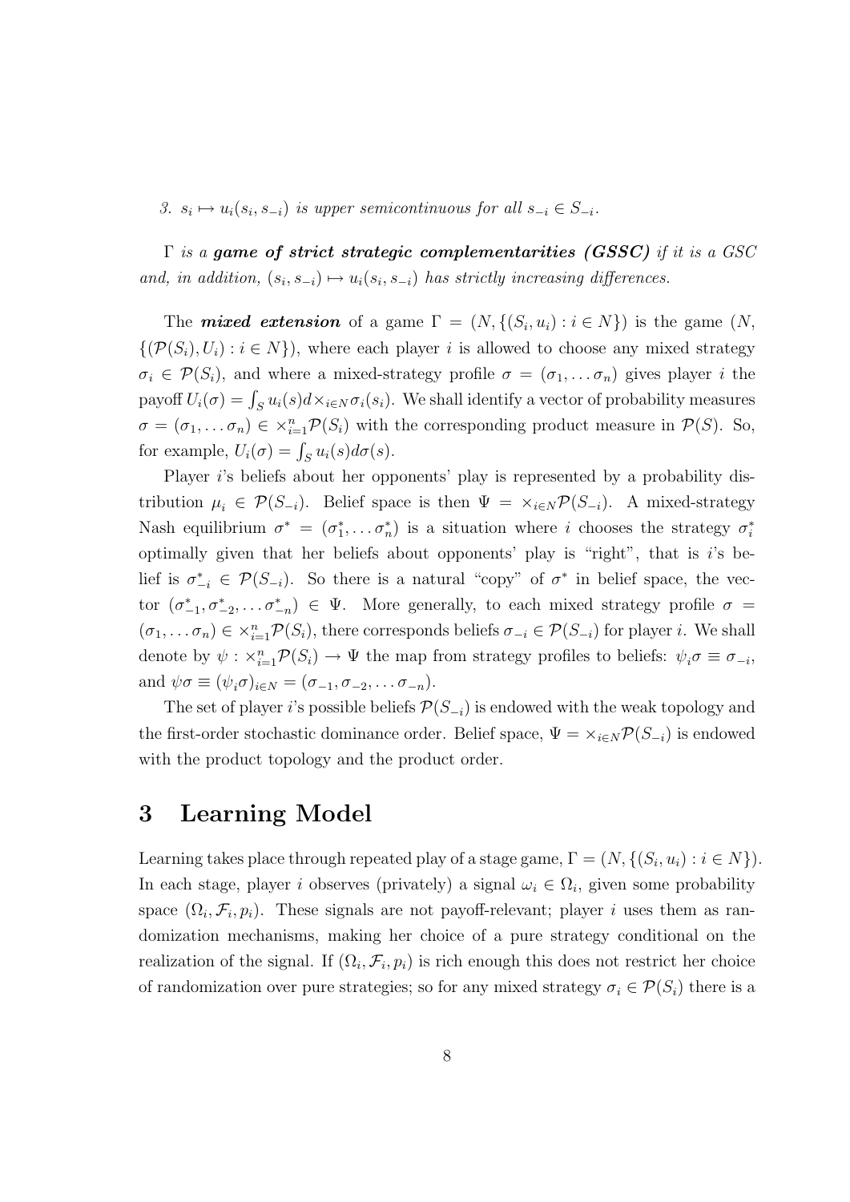*3. $s_i \mapsto u_i(s_i, s_{-i})$ is upper semicontinuous for all $s_{-i} \in S_{-i}$.*

*$\Gamma$ is a **game of strict strategic complementarities (GSSC)** if it is a GSC and, in addition, $(s_i, s_{-i}) \mapsto u_i(s_i, s_{-i})$ has strictly increasing differences.*

The ***mixed extension*** of a game $\Gamma = (N, \{(S_i, u_i) : i \in N\})$ is the game $(N, \{(\mathcal{P}(S_i), U_i) : i \in N\})$, where each player $i$ is allowed to choose any mixed strategy $\sigma_i \in \mathcal{P}(S_i)$, and where a mixed-strategy profile $\sigma = (\sigma_1, \ldots \sigma_n)$ gives player $i$ the payoff $U_i(\sigma) = \int_S u_i(s) d \times_{i \in N} \sigma_i(s_i)$. We shall identify a vector of probability measures $\sigma = (\sigma_1, \ldots \sigma_n) \in \times_{i=1}^n \mathcal{P}(S_i)$ with the corresponding product measure in $\mathcal{P}(S)$. So, for example, $U_i(\sigma) = \int_S u_i(s) d\sigma(s)$.

Player $i$'s beliefs about her opponents' play is represented by a probability distribution $\mu_i \in \mathcal{P}(S_{-i})$. Belief space is then $\Psi = \times_{i \in N} \mathcal{P}(S_{-i})$. A mixed-strategy Nash equilibrium $\sigma^* = (\sigma_1^*, \ldots \sigma_n^*)$ is a situation where $i$ chooses the strategy $\sigma_i^*$ optimally given that her beliefs about opponents' play is "right", that is $i$'s belief is $\sigma_{-i}^* \in \mathcal{P}(S_{-i})$. So there is a natural "copy" of $\sigma^*$ in belief space, the vector $(\sigma_{-1}^*, \sigma_{-2}^*, \ldots \sigma_{-n}^*) \in \Psi$. More generally, to each mixed strategy profile $\sigma = (\sigma_1, \ldots \sigma_n) \in \times_{i=1}^n \mathcal{P}(S_i)$, there corresponds beliefs $\sigma_{-i} \in \mathcal{P}(S_{-i})$ for player $i$. We shall denote by $\psi : \times_{i=1}^n \mathcal{P}(S_i) \to \Psi$ the map from strategy profiles to beliefs: $\psi_i \sigma \equiv \sigma_{-i}$, and $\psi \sigma \equiv (\psi_i \sigma)_{i \in N} = (\sigma_{-1}, \sigma_{-2}, \ldots \sigma_{-n})$.

The set of player $i$'s possible beliefs $\mathcal{P}(S_{-i})$ is endowed with the weak topology and the first-order stochastic dominance order. Belief space, $\Psi = \times_{i \in N} \mathcal{P}(S_{-i})$ is endowed with the product topology and the product order.

# 3 Learning Model

Learning takes place through repeated play of a stage game, $\Gamma = (N, \{(S_i, u_i) : i \in N\})$. In each stage, player $i$ observes (privately) a signal $\omega_i \in \Omega_i$, given some probability space $(\Omega_i, \mathcal{F}_i, p_i)$. These signals are not payoff-relevant; player $i$ uses them as randomization mechanisms, making her choice of a pure strategy conditional on the realization of the signal. If $(\Omega_i, \mathcal{F}_i, p_i)$ is rich enough this does not restrict her choice of randomization over pure strategies; so for any mixed strategy $\sigma_i \in \mathcal{P}(S_i)$ there is a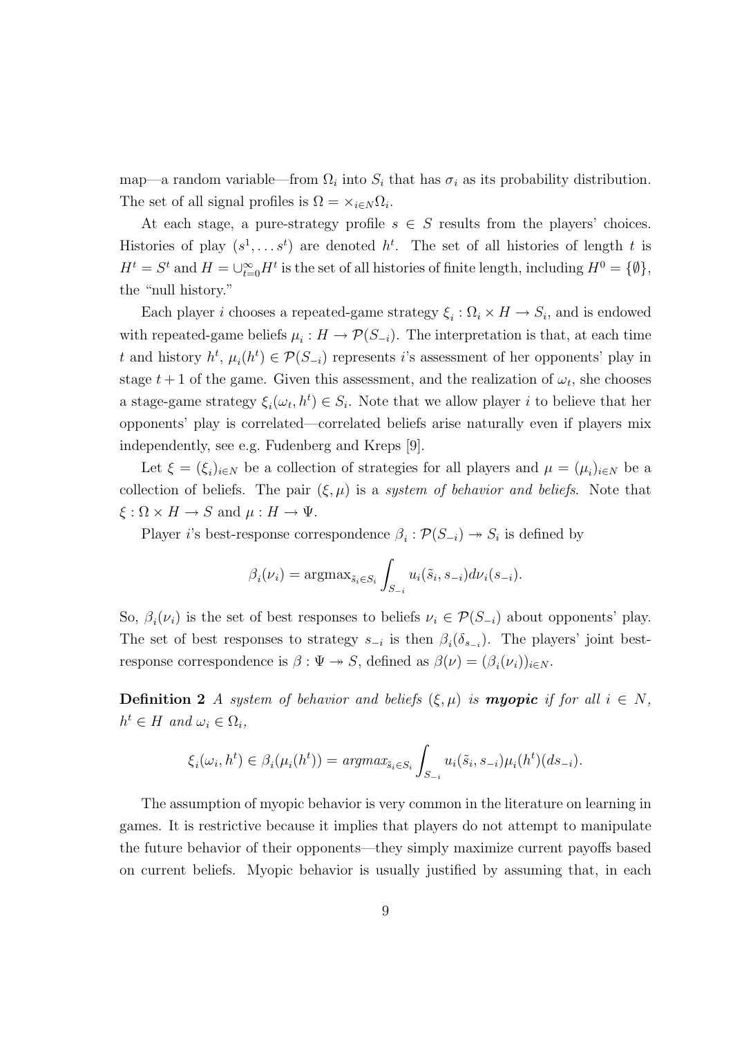map—a random variable—from $\Omega_i$ into $S_i$ that has $\sigma_i$ as its probability distribution. The set of all signal profiles is $\Omega = \times_{i \in N} \Omega_i$.

At each stage, a pure-strategy profile $s \in S$ results from the players' choices. Histories of play $(s^1, \ldots s^t)$ are denoted $h^t$. The set of all histories of length $t$ is $H^t = S^t$ and $H = \cup_{t=0}^{\infty} H^t$ is the set of all histories of finite length, including $H^0 = \{\emptyset\}$, the "null history."

Each player $i$ chooses a repeated-game strategy $\xi_i : \Omega_i \times H \to S_i$, and is endowed with repeated-game beliefs $\mu_i : H \to \mathcal{P}(S_{-i})$. The interpretation is that, at each time $t$ and history $h^t$, $\mu_i(h^t) \in \mathcal{P}(S_{-i})$ represents $i$'s assessment of her opponents' play in stage $t+1$ of the game. Given this assessment, and the realization of $\omega_t$, she chooses a stage-game strategy $\xi_i(\omega_t, h^t) \in S_i$. Note that we allow player $i$ to believe that her opponents' play is correlated—correlated beliefs arise naturally even if players mix independently, see e.g. Fudenberg and Kreps [9].

Let $\xi = (\xi_i)_{i \in N}$ be a collection of strategies for all players and $\mu = (\mu_i)_{i \in N}$ be a collection of beliefs. The pair $(\xi, \mu)$ is a *system of behavior and beliefs*. Note that $\xi : \Omega \times H \to S$ and $\mu : H \to \Psi$.

Player $i$'s best-response correspondence $\beta_i : \mathcal{P}(S_{-i}) \twoheadrightarrow S_i$ is defined by

$$\beta_i(\nu_i) = \text{argmax}_{\tilde{s}_i \in S_i} \int_{S_{-i}} u_i(\tilde{s}_i, s_{-i}) d\nu_i(s_{-i}).$$

So, $\beta_i(\nu_i)$ is the set of best responses to beliefs $\nu_i \in \mathcal{P}(S_{-i})$ about opponents' play. The set of best responses to strategy $s_{-i}$ is then $\beta_i(\delta_{s_{-i}})$. The players' joint best-response correspondence is $\beta : \Psi \twoheadrightarrow S$, defined as $\beta(\nu) = (\beta_i(\nu_i))_{i \in N}$.

**Definition 2** *A system of behavior and beliefs $(\xi, \mu)$ is* ***myopic*** *if for all $i \in N$, $h^t \in H$ and $\omega_i \in \Omega_i$,*

$$\xi_i(\omega_i, h^t) \in \beta_i(\mu_i(h^t)) = \textit{argmax}_{\tilde{s}_i \in S_i} \int_{S_{-i}} u_i(\tilde{s}_i, s_{-i}) \mu_i(h^t)(ds_{-i}).$$

The assumption of myopic behavior is very common in the literature on learning in games. It is restrictive because it implies that players do not attempt to manipulate the future behavior of their opponents—they simply maximize current payoffs based on current beliefs. Myopic behavior is usually justified by assuming that, in each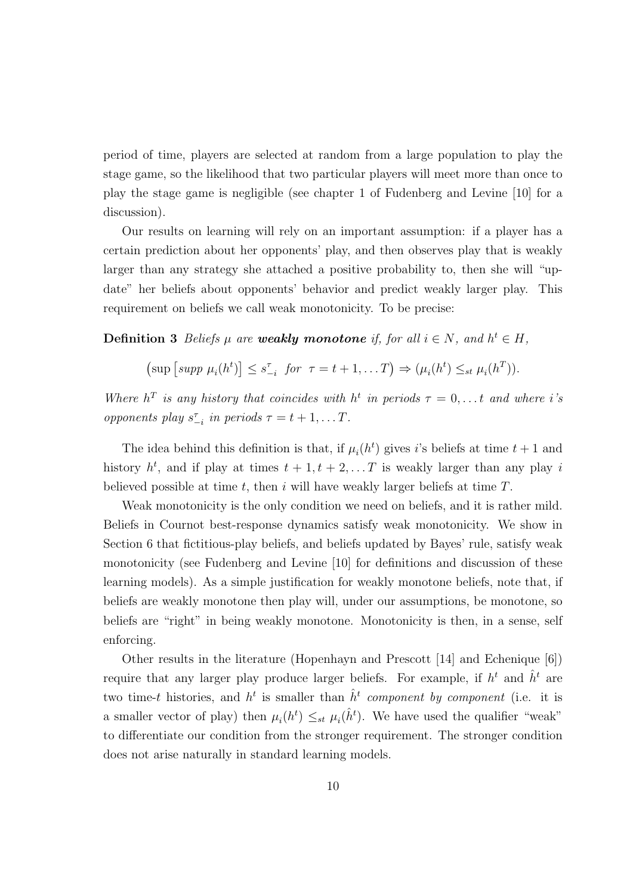period of time, players are selected at random from a large population to play the stage game, so the likelihood that two particular players will meet more than once to play the stage game is negligible (see chapter 1 of Fudenberg and Levine [10] for a discussion).

Our results on learning will rely on an important assumption: if a player has a certain prediction about her opponents' play, and then observes play that is weakly larger than any strategy she attached a positive probability to, then she will "update" her beliefs about opponents' behavior and predict weakly larger play. This requirement on beliefs we call weak monotonicity. To be precise:

**Definition 3** *Beliefs $\mu$ are* ***weakly monotone*** *if, for all $i \in N$, and $h^t \in H$,*

$$\left(\sup \left[supp \ \mu_i(h^t)\right] \leq s^{\tau}_{-i} \ \ for \ \ \tau = t+1, \dots T\right) \Rightarrow (\mu_i(h^t) \leq_{st} \mu_i(h^T)).$$

*Where $h^T$ is any history that coincides with $h^t$ in periods $\tau = 0, \dots t$ and where $i$'s opponents play $s^{\tau}_{-i}$ in periods $\tau = t+1, \dots T$.*

The idea behind this definition is that, if $\mu_i(h^t)$ gives $i$'s beliefs at time $t+1$ and history $h^t$, and if play at times $t+1, t+2, \dots T$ is weakly larger than any play $i$ believed possible at time $t$, then $i$ will have weakly larger beliefs at time $T$.

Weak monotonicity is the only condition we need on beliefs, and it is rather mild. Beliefs in Cournot best-response dynamics satisfy weak monotonicity. We show in Section 6 that fictitious-play beliefs, and beliefs updated by Bayes' rule, satisfy weak monotonicity (see Fudenberg and Levine [10] for definitions and discussion of these learning models). As a simple justification for weakly monotone beliefs, note that, if beliefs are weakly monotone then play will, under our assumptions, be monotone, so beliefs are "right" in being weakly monotone. Monotonicity is then, in a sense, self enforcing.

Other results in the literature (Hopenhayn and Prescott [14] and Echenique [6]) require that any larger play produce larger beliefs. For example, if $h^t$ and $\hat{h}^t$ are two time-$t$ histories, and $h^t$ is smaller than $\hat{h}^t$ *component by component* (i.e. it is a smaller vector of play) then $\mu_i(h^t) \leq_{st} \mu_i(\hat{h}^t)$. We have used the qualifier "weak" to differentiate our condition from the stronger requirement. The stronger condition does not arise naturally in standard learning models.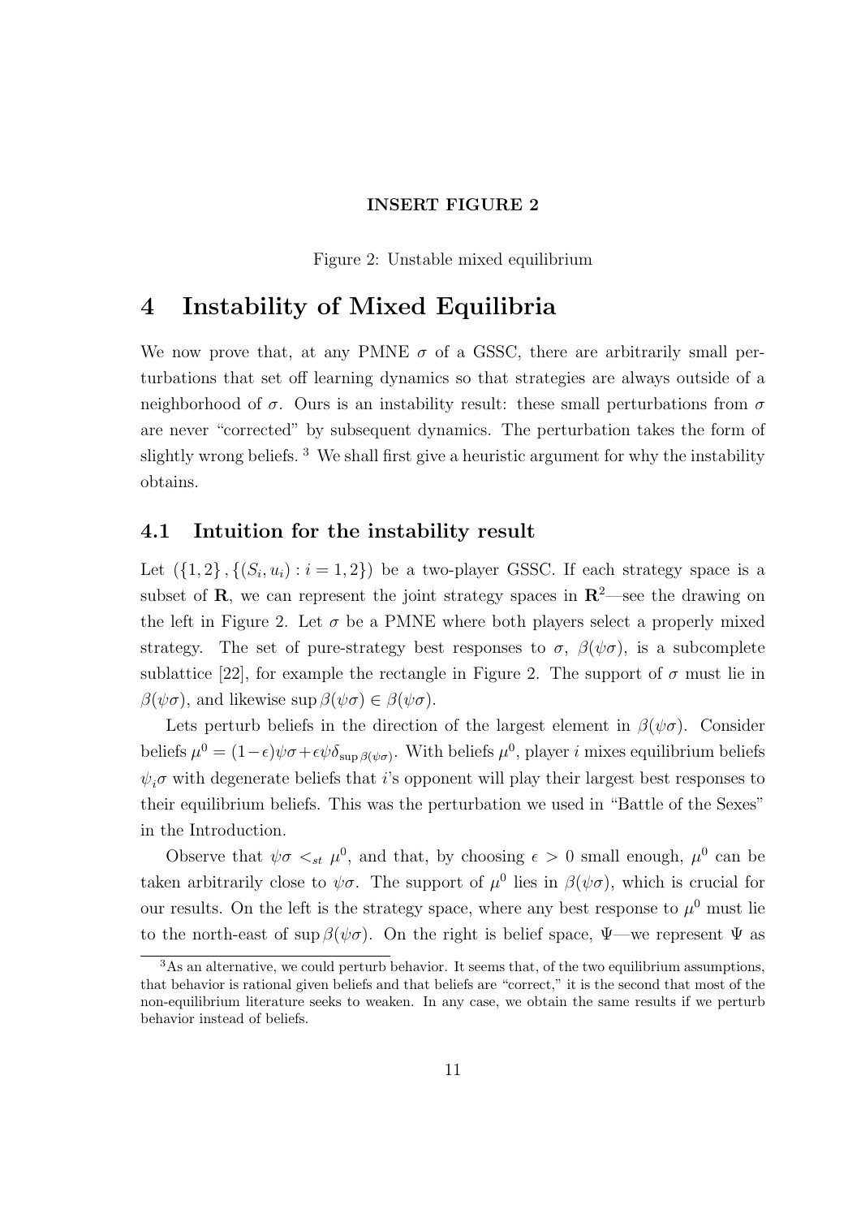**INSERT FIGURE 2**

Figure 2: Unstable mixed equilibrium

# 4 Instability of Mixed Equilibria

We now prove that, at any PMNE $\sigma$ of a GSSC, there are arbitrarily small perturbations that set off learning dynamics so that strategies are always outside of a neighborhood of $\sigma$. Ours is an instability result: these small perturbations from $\sigma$ are never "corrected" by subsequent dynamics. The perturbation takes the form of slightly wrong beliefs. [3] We shall first give a heuristic argument for why the instability obtains.

## 4.1 Intuition for the instability result

Let $(\{1,2\}, \{(S_i, u_i) : i = 1,2\})$ be a two-player GSSC. If each strategy space is a subset of $\mathbf{R}$, we can represent the joint strategy spaces in $\mathbf{R}^2$—see the drawing on the left in Figure 2. Let $\sigma$ be a PMNE where both players select a properly mixed strategy. The set of pure-strategy best responses to $\sigma$, $\beta(\psi\sigma)$, is a subcomplete sublattice [22], for example the rectangle in Figure 2. The support of $\sigma$ must lie in $\beta(\psi\sigma)$, and likewise $\sup \beta(\psi\sigma) \in \beta(\psi\sigma)$.

Lets perturb beliefs in the direction of the largest element in $\beta(\psi\sigma)$. Consider beliefs $\mu^0 = (1-\epsilon)\psi\sigma + \epsilon\psi\delta_{\sup \beta(\psi\sigma)}$. With beliefs $\mu^0$, player $i$ mixes equilibrium beliefs $\psi_i\sigma$ with degenerate beliefs that $i$'s opponent will play their largest best responses to their equilibrium beliefs. This was the perturbation we used in "Battle of the Sexes" in the Introduction.

Observe that $\psi\sigma <_{st} \mu^0$, and that, by choosing $\epsilon > 0$ small enough, $\mu^0$ can be taken arbitrarily close to $\psi\sigma$. The support of $\mu^0$ lies in $\beta(\psi\sigma)$, which is crucial for our results. On the left is the strategy space, where any best response to $\mu^0$ must lie to the north-east of $\sup \beta(\psi\sigma)$. On the right is belief space, $\Psi$—we represent $\Psi$ as

[3] As an alternative, we could perturb behavior. It seems that, of the two equilibrium assumptions, that behavior is rational given beliefs and that beliefs are "correct," it is the second that most of the non-equilibrium literature seeks to weaken. In any case, we obtain the same results if we perturb behavior instead of beliefs.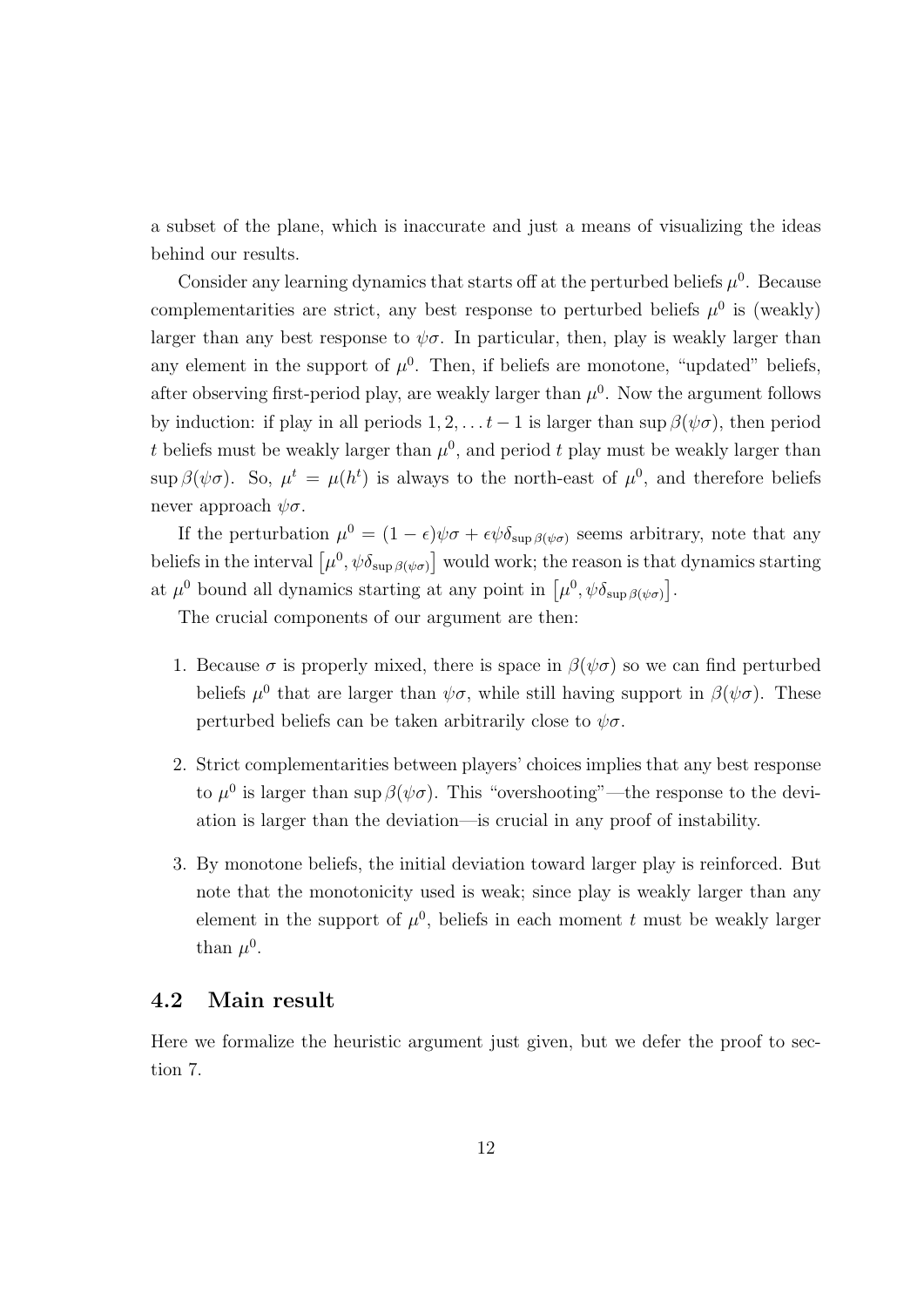a subset of the plane, which is inaccurate and just a means of visualizing the ideas behind our results.

Consider any learning dynamics that starts off at the perturbed beliefs $\mu^0$. Because complementarities are strict, any best response to perturbed beliefs $\mu^0$ is (weakly) larger than any best response to $\psi\sigma$. In particular, then, play is weakly larger than any element in the support of $\mu^0$. Then, if beliefs are monotone, "updated" beliefs, after observing first-period play, are weakly larger than $\mu^0$. Now the argument follows by induction: if play in all periods $1, 2, \dots t-1$ is larger than $\sup \beta(\psi\sigma)$, then period $t$ beliefs must be weakly larger than $\mu^0$, and period $t$ play must be weakly larger than $\sup \beta(\psi\sigma)$. So, $\mu^t = \mu(h^t)$ is always to the north-east of $\mu^0$, and therefore beliefs never approach $\psi\sigma$.

If the perturbation $\mu^0 = (1-\epsilon)\psi\sigma + \epsilon\psi\delta_{\sup \beta(\psi\sigma)}$ seems arbitrary, note that any beliefs in the interval $\left[\mu^0, \psi\delta_{\sup \beta(\psi\sigma)}\right]$ would work; the reason is that dynamics starting at $\mu^0$ bound all dynamics starting at any point in $\left[\mu^0, \psi\delta_{\sup \beta(\psi\sigma)}\right]$.

The crucial components of our argument are then:

1. Because $\sigma$ is properly mixed, there is space in $\beta(\psi\sigma)$ so we can find perturbed beliefs $\mu^0$ that are larger than $\psi\sigma$, while still having support in $\beta(\psi\sigma)$. These perturbed beliefs can be taken arbitrarily close to $\psi\sigma$.

2. Strict complementarities between players' choices implies that any best response to $\mu^0$ is larger than $\sup \beta(\psi\sigma)$. This "overshooting"—the response to the deviation is larger than the deviation—is crucial in any proof of instability.

3. By monotone beliefs, the initial deviation toward larger play is reinforced. But note that the monotonicity used is weak; since play is weakly larger than any element in the support of $\mu^0$, beliefs in each moment $t$ must be weakly larger than $\mu^0$.

## 4.2 Main result

Here we formalize the heuristic argument just given, but we defer the proof to section 7.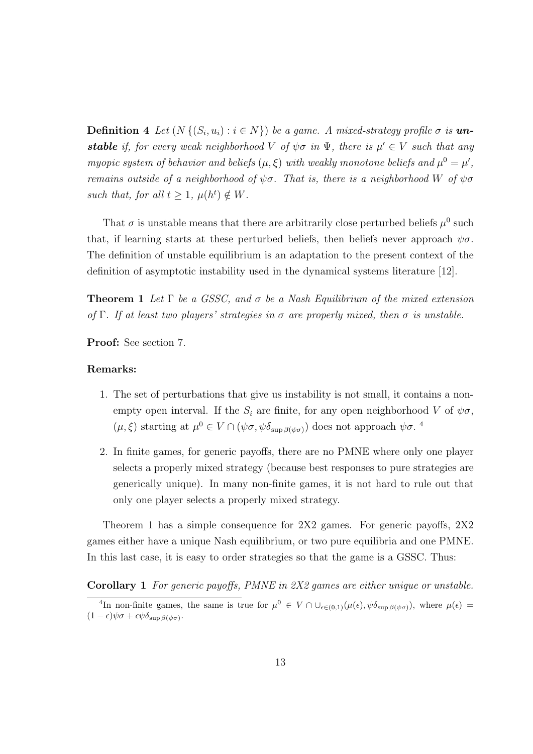**Definition 4** *Let $(N \{(S_i, u_i) : i \in N\})$ be a game. A mixed-strategy profile $\sigma$ is* ***unstable*** *if, for every weak neighborhood $V$ of $\psi\sigma$ in $\Psi$, there is $\mu' \in V$ such that any myopic system of behavior and beliefs $(\mu, \xi)$ with weakly monotone beliefs and $\mu^0 = \mu'$, remains outside of a neighborhood of $\psi\sigma$. That is, there is a neighborhood $W$ of $\psi\sigma$ such that, for all $t \geq 1$, $\mu(h^t) \notin W$.*

That $\sigma$ is unstable means that there are arbitrarily close perturbed beliefs $\mu^0$ such that, if learning starts at these perturbed beliefs, then beliefs never approach $\psi\sigma$. The definition of unstable equilibrium is an adaptation to the present context of the definition of asymptotic instability used in the dynamical systems literature [12].

**Theorem 1** *Let $\Gamma$ be a GSSC, and $\sigma$ be a Nash Equilibrium of the mixed extension of $\Gamma$. If at least two players' strategies in $\sigma$ are properly mixed, then $\sigma$ is unstable.*

**Proof:** See section 7.

**Remarks:**

1. The set of perturbations that give us instability is not small, it contains a non-empty open interval. If the $S_i$ are finite, for any open neighborhood $V$ of $\psi\sigma$, $(\mu, \xi)$ starting at $\mu^0 \in V \cap (\psi\sigma, \psi\delta_{\sup \beta(\psi\sigma)})$ does not approach $\psi\sigma$. [4]

2. In finite games, for generic payoffs, there are no PMNE where only one player selects a properly mixed strategy (because best responses to pure strategies are generically unique). In many non-finite games, it is not hard to rule out that only one player selects a properly mixed strategy.

Theorem 1 has a simple consequence for 2X2 games. For generic payoffs, 2X2 games either have a unique Nash equilibrium, or two pure equilibria and one PMNE. In this last case, it is easy to order strategies so that the game is a GSSC. Thus:

**Corollary 1** *For generic payoffs, PMNE in 2X2 games are either unique or unstable.*

[4] In non-finite games, the same is true for $\mu^0 \in V \cap \cup_{\epsilon \in (0,1)} (\mu(\epsilon), \psi\delta_{\sup \beta(\psi\sigma)})$, where $\mu(\epsilon) = (1 - \epsilon)\psi\sigma + \epsilon\psi\delta_{\sup \beta(\psi\sigma)}$.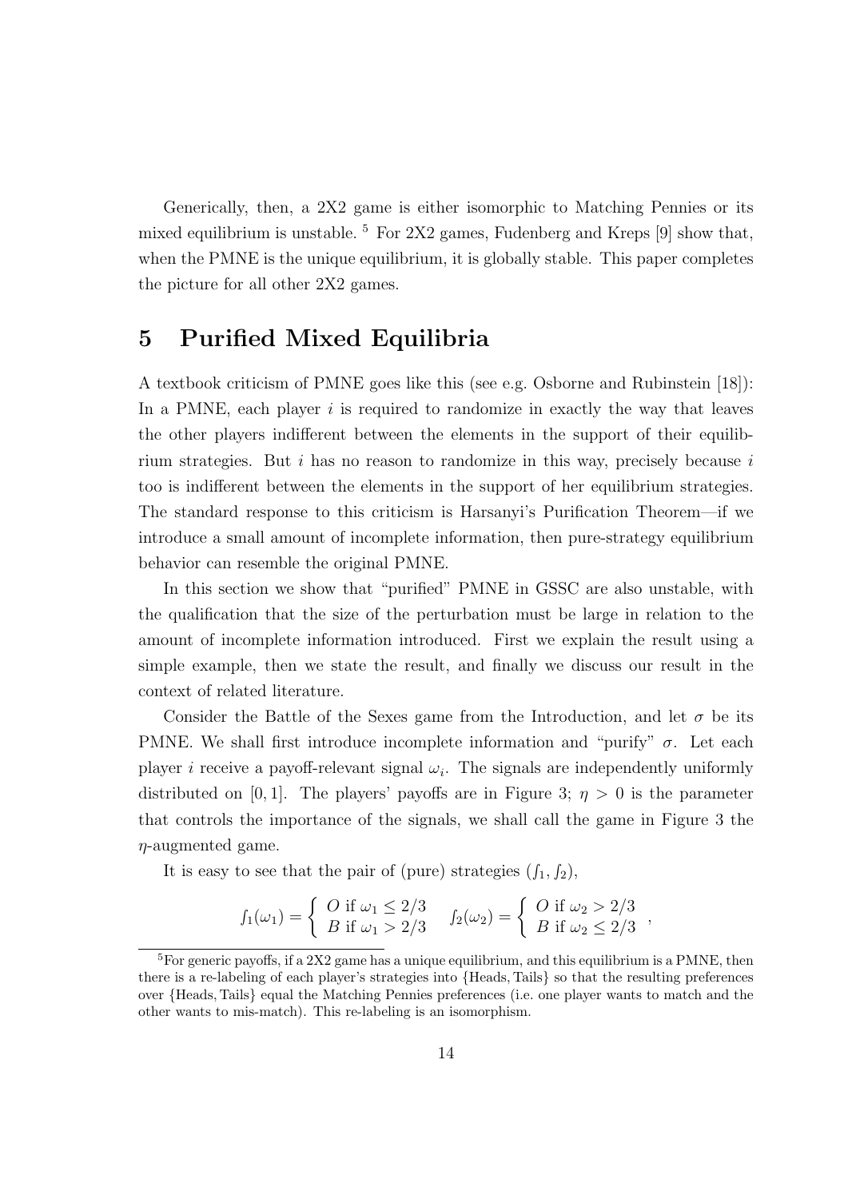Generically, then, a 2X2 game is either isomorphic to Matching Pennies or its mixed equilibrium is unstable. [5] For 2X2 games, Fudenberg and Kreps [9] show that, when the PMNE is the unique equilibrium, it is globally stable. This paper completes the picture for all other 2X2 games.

# 5 Purified Mixed Equilibria

A textbook criticism of PMNE goes like this (see e.g. Osborne and Rubinstein [18]): In a PMNE, each player $i$ is required to randomize in exactly the way that leaves the other players indifferent between the elements in the support of their equilibrium strategies. But $i$ has no reason to randomize in this way, precisely because $i$ too is indifferent between the elements in the support of her equilibrium strategies. The standard response to this criticism is Harsanyi's Purification Theorem—if we introduce a small amount of incomplete information, then pure-strategy equilibrium behavior can resemble the original PMNE.

In this section we show that "purified" PMNE in GSSC are also unstable, with the qualification that the size of the perturbation must be large in relation to the amount of incomplete information introduced. First we explain the result using a simple example, then we state the result, and finally we discuss our result in the context of related literature.

Consider the Battle of the Sexes game from the Introduction, and let $\sigma$ be its PMNE. We shall first introduce incomplete information and "purify" $\sigma$. Let each player $i$ receive a payoff-relevant signal $\omega_i$. The signals are independently uniformly distributed on $[0, 1]$. The players' payoffs are in Figure 3; $\eta > 0$ is the parameter that controls the importance of the signals, we shall call the game in Figure 3 the $\eta$-augmented game.

It is easy to see that the pair of (pure) strategies $(f_1, f_2)$,

$$f_1(\omega_1) = \begin{cases} O \text{ if } \omega_1 \leq 2/3 \\ B \text{ if } \omega_1 > 2/3 \end{cases} \quad f_2(\omega_2) = \begin{cases} O \text{ if } \omega_2 > 2/3 \\ B \text{ if } \omega_2 \leq 2/3 \end{cases},$$

[5] For generic payoffs, if a 2X2 game has a unique equilibrium, and this equilibrium is a PMNE, then there is a re-labeling of each player's strategies into {Heads, Tails} so that the resulting preferences over {Heads, Tails} equal the Matching Pennies preferences (i.e. one player wants to match and the other wants to mis-match). This re-labeling is an isomorphism.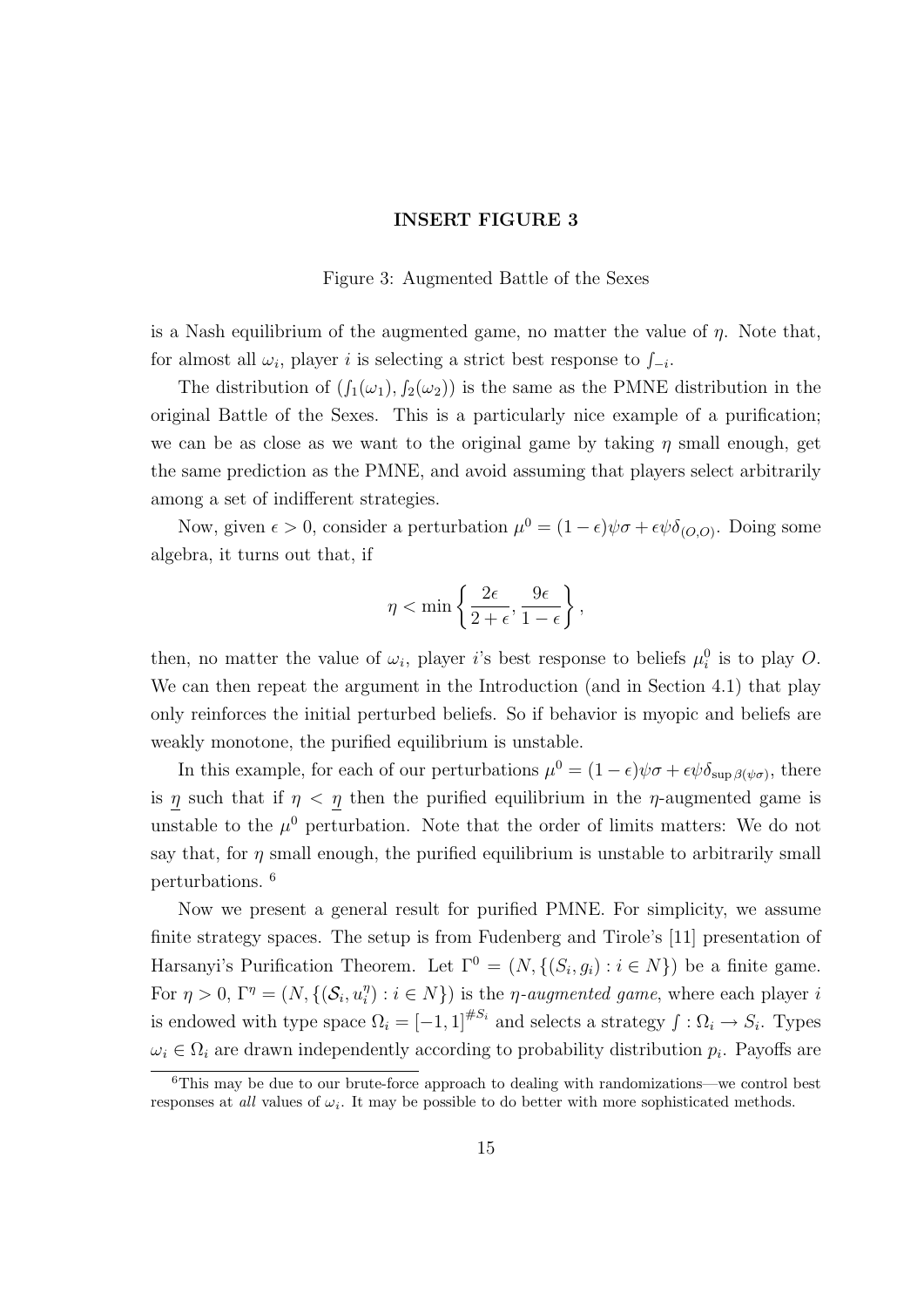**INSERT FIGURE 3**

Figure 3: Augmented Battle of the Sexes

is a Nash equilibrium of the augmented game, no matter the value of $\eta$. Note that, for almost all $\omega_i$, player $i$ is selecting a strict best response to $\int_{-i}$.

The distribution of $(\int_1(\omega_1), \int_2(\omega_2))$ is the same as the PMNE distribution in the original Battle of the Sexes. This is a particularly nice example of a purification; we can be as close as we want to the original game by taking $\eta$ small enough, get the same prediction as the PMNE, and avoid assuming that players select arbitrarily among a set of indifferent strategies.

Now, given $\epsilon > 0$, consider a perturbation $\mu^0 = (1-\epsilon)\psi\sigma + \epsilon\psi\delta_{(O,O)}$. Doing some algebra, it turns out that, if

$$\eta < \min\left\{\frac{2\epsilon}{2+\epsilon}, \frac{9\epsilon}{1-\epsilon}\right\},$$

then, no matter the value of $\omega_i$, player $i$'s best response to beliefs $\mu_i^0$ is to play $O$. We can then repeat the argument in the Introduction (and in Section 4.1) that play only reinforces the initial perturbed beliefs. So if behavior is myopic and beliefs are weakly monotone, the purified equilibrium is unstable.

In this example, for each of our perturbations $\mu^0 = (1-\epsilon)\psi\sigma + \epsilon\psi\delta_{\sup\beta(\psi\sigma)}$, there is $\underline{\eta}$ such that if $\eta < \underline{\eta}$ then the purified equilibrium in the $\eta$-augmented game is unstable to the $\mu^0$ perturbation. Note that the order of limits matters: We do not say that, for $\eta$ small enough, the purified equilibrium is unstable to arbitrarily small perturbations. [6]

Now we present a general result for purified PMNE. For simplicity, we assume finite strategy spaces. The setup is from Fudenberg and Tirole's [11] presentation of Harsanyi's Purification Theorem. Let $\Gamma^0 = (N, \{(S_i, g_i) : i \in N\})$ be a finite game. For $\eta > 0$, $\Gamma^\eta = (N, \{(\mathcal{S}_i, u_i^\eta) : i \in N\})$ is the *$\eta$-augmented game*, where each player $i$ is endowed with type space $\Omega_i = [-1, 1]^{\#S_i}$ and selects a strategy $\int : \Omega_i \to S_i$. Types $\omega_i \in \Omega_i$ are drawn independently according to probability distribution $p_i$. Payoffs are

[6] This may be due to our brute-force approach to dealing with randomizations—we control best responses at *all* values of $\omega_i$. It may be possible to do better with more sophisticated methods.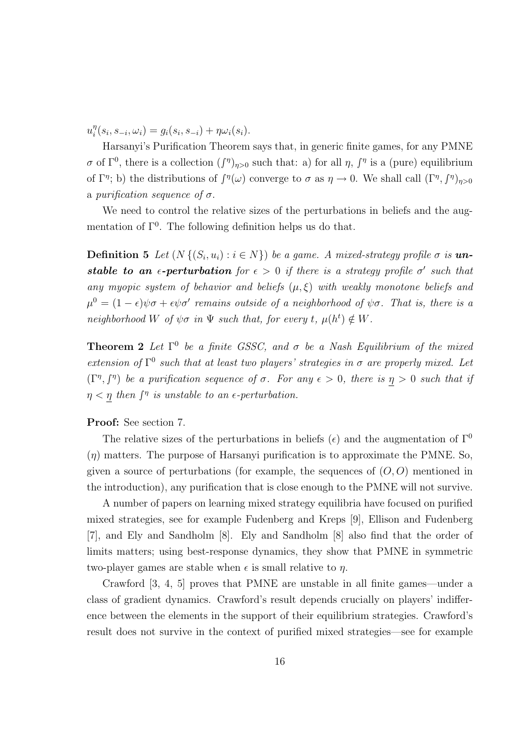$u_i^\eta(s_i, s_{-i}, \omega_i) = g_i(s_i, s_{-i}) + \eta\omega_i(s_i)$.

Harsanyi's Purification Theorem says that, in generic finite games, for any PMNE $\sigma$ of $\Gamma^0$, there is a collection $(\int^\eta)_{\eta>0}$ such that: a) for all $\eta$, $\int^\eta$ is a (pure) equilibrium of $\Gamma^\eta$; b) the distributions of $\int^\eta(\omega)$ converge to $\sigma$ as $\eta \to 0$. We shall call $(\Gamma^\eta, \int^\eta)_{\eta>0}$ a *purification sequence of* $\sigma$.

We need to control the relative sizes of the perturbations in beliefs and the augmentation of $\Gamma^0$. The following definition helps us do that.

**Definition 5** *Let* $(N\{(S_i, u_i) : i \in N\})$ *be a game. A mixed-strategy profile* $\sigma$ *is* ***unstable to an*** $\epsilon$***-perturbation*** *for* $\epsilon > 0$ *if there is a strategy profile* $\sigma'$ *such that any myopic system of behavior and beliefs* $(\mu, \xi)$ *with weakly monotone beliefs and* $\mu^0 = (1-\epsilon)\psi\sigma + \epsilon\psi\sigma'$ *remains outside of a neighborhood of* $\psi\sigma$*. That is, there is a neighborhood* $W$ *of* $\psi\sigma$ *in* $\Psi$ *such that, for every* $t$*,* $\mu(h^t) \notin W$*.*

**Theorem 2** *Let* $\Gamma^0$ *be a finite GSSC, and* $\sigma$ *be a Nash Equilibrium of the mixed extension of* $\Gamma^0$ *such that at least two players' strategies in* $\sigma$ *are properly mixed. Let* $(\Gamma^\eta, \int^\eta)$ *be a purification sequence of* $\sigma$*. For any* $\epsilon > 0$*, there is* $\underline{\eta} > 0$ *such that if* $\eta < \underline{\eta}$ *then* $\int^\eta$ *is unstable to an* $\epsilon$*-perturbation.*

**Proof:** See section 7.

The relative sizes of the perturbations in beliefs ($\epsilon$) and the augmentation of $\Gamma^0$ ($\eta$) matters. The purpose of Harsanyi purification is to approximate the PMNE. So, given a source of perturbations (for example, the sequences of $(O, O)$ mentioned in the introduction), any purification that is close enough to the PMNE will not survive.

A number of papers on learning mixed strategy equilibria have focused on purified mixed strategies, see for example Fudenberg and Kreps [9], Ellison and Fudenberg [7], and Ely and Sandholm [8]. Ely and Sandholm [8] also find that the order of limits matters; using best-response dynamics, they show that PMNE in symmetric two-player games are stable when $\epsilon$ is small relative to $\eta$.

Crawford [3, 4, 5] proves that PMNE are unstable in all finite games—under a class of gradient dynamics. Crawford's result depends crucially on players' indifference between the elements in the support of their equilibrium strategies. Crawford's result does not survive in the context of purified mixed strategies—see for example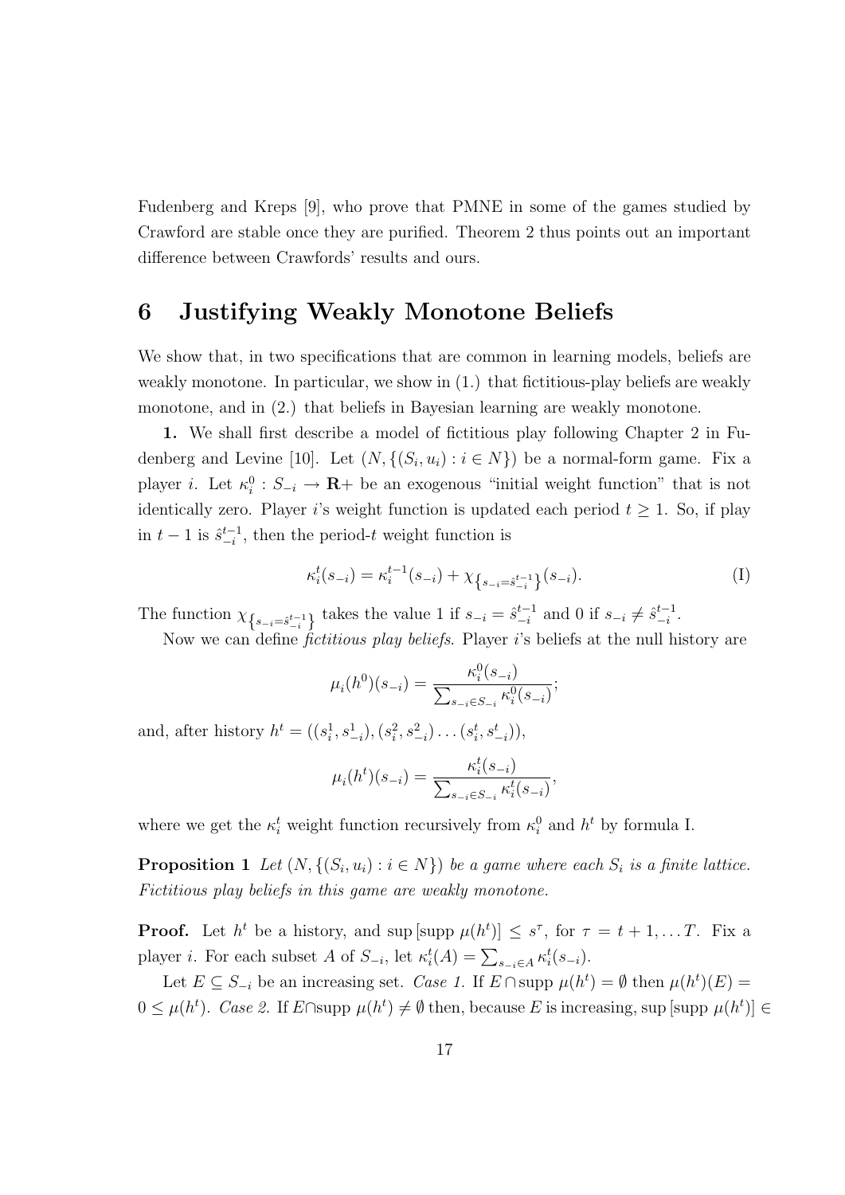Fudenberg and Kreps [9], who prove that PMNE in some of the games studied by Crawford are stable once they are purified. Theorem 2 thus points out an important difference between Crawfords' results and ours.

## 6 Justifying Weakly Monotone Beliefs

We show that, in two specifications that are common in learning models, beliefs are weakly monotone. In particular, we show in (1.) that fictitious-play beliefs are weakly monotone, and in (2.) that beliefs in Bayesian learning are weakly monotone.

**1.** We shall first describe a model of fictitious play following Chapter 2 in Fudenberg and Levine [10]. Let $(N, \{(S_i, u_i) : i \in N\})$ be a normal-form game. Fix a player $i$. Let $\kappa_i^0 : S_{-i} \to \mathbf{R}+$ be an exogenous "initial weight function" that is not identically zero. Player $i$'s weight function is updated each period $t \geq 1$. So, if play in $t-1$ is $\hat{s}_{-i}^{t-1}$, then the period-$t$ weight function is

$$\kappa_i^t(s_{-i}) = \kappa_i^{t-1}(s_{-i}) + \chi_{\{s_{-i}=\hat{s}_{-i}^{t-1}\}}(s_{-i}). \tag{I}$$

The function $\chi_{\{s_{-i}=\hat{s}_{-i}^{t-1}\}}$ takes the value 1 if $s_{-i} = \hat{s}_{-i}^{t-1}$ and 0 if $s_{-i} \neq \hat{s}_{-i}^{t-1}$.

Now we can define *fictitious play beliefs*. Player $i$'s beliefs at the null history are

$$\mu_i(h^0)(s_{-i}) = \frac{\kappa_i^0(s_{-i})}{\sum_{s_{-i}\in S_{-i}} \kappa_i^0(s_{-i})};$$

and, after history $h^t = ((s_i^1, s_{-i}^1), (s_i^2, s_{-i}^2) \dots (s_i^t, s_{-i}^t))$,

$$\mu_i(h^t)(s_{-i}) = \frac{\kappa_i^t(s_{-i})}{\sum_{s_{-i}\in S_{-i}} \kappa_i^t(s_{-i})},$$

where we get the $\kappa_i^t$ weight function recursively from $\kappa_i^0$ and $h^t$ by formula I.

**Proposition 1** *Let $(N, \{(S_i, u_i) : i \in N\})$ be a game where each $S_i$ is a finite lattice. Fictitious play beliefs in this game are weakly monotone.*

**Proof.** Let $h^t$ be a history, and $\sup [\text{supp } \mu(h^t)] \leq s^\tau$, for $\tau = t+1, \dots T$. Fix a player $i$. For each subset $A$ of $S_{-i}$, let $\kappa_i^t(A) = \sum_{s_{-i}\in A} \kappa_i^t(s_{-i})$.

Let $E \subseteq S_{-i}$ be an increasing set. *Case 1.* If $E \cap \text{supp } \mu(h^t) = \emptyset$ then $\mu(h^t)(E) = 0 \leq \mu(h^t)$. *Case 2.* If $E \cap \text{supp } \mu(h^t) \neq \emptyset$ then, because $E$ is increasing, $\sup [\text{supp } \mu(h^t)] \in$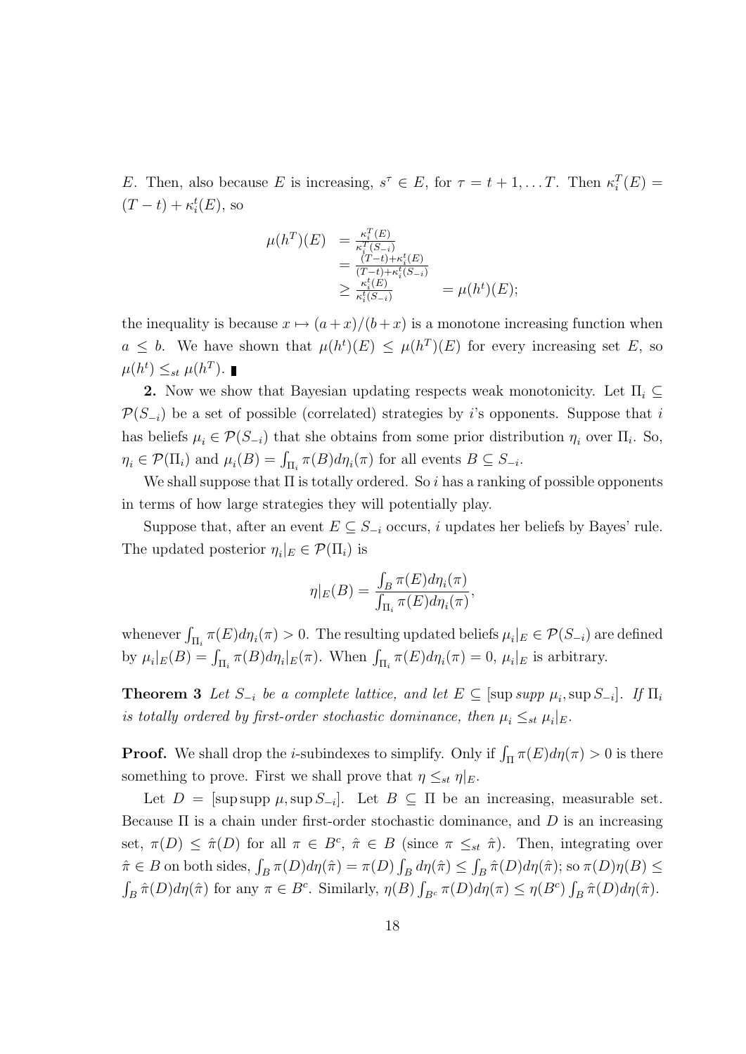$E$. Then, also because $E$ is increasing, $s^\tau \in E$, for $\tau = t+1, \ldots T$. Then $\kappa_i^T(E) = (T-t) + \kappa_i^t(E)$, so

$$
\begin{aligned}
\mu(h^T)(E) &= \tfrac{\kappa_i^T(E)}{\kappa_i^T(S_{-i})} \\
&= \tfrac{(T-t)+\kappa_i^t(E)}{(T-t)+\kappa_i^t(S_{-i})} \\
&\geq \tfrac{\kappa_i^t(E)}{\kappa_i^t(S_{-i})} \qquad = \mu(h^t)(E);
\end{aligned}
$$

the inequality is because $x \mapsto (a+x)/(b+x)$ is a monotone increasing function when $a \leq b$. We have shown that $\mu(h^t)(E) \leq \mu(h^T)(E)$ for every increasing set $E$, so $\mu(h^t) \leq_{st} \mu(h^T)$. ∎

**2.** Now we show that Bayesian updating respects weak monotonicity. Let $\Pi_i \subseteq \mathcal{P}(S_{-i})$ be a set of possible (correlated) strategies by $i$'s opponents. Suppose that $i$ has beliefs $\mu_i \in \mathcal{P}(S_{-i})$ that she obtains from some prior distribution $\eta_i$ over $\Pi_i$. So, $\eta_i \in \mathcal{P}(\Pi_i)$ and $\mu_i(B) = \int_{\Pi_i} \pi(B) d\eta_i(\pi)$ for all events $B \subseteq S_{-i}$.

We shall suppose that $\Pi$ is totally ordered. So $i$ has a ranking of possible opponents in terms of how large strategies they will potentially play.

Suppose that, after an event $E \subseteq S_{-i}$ occurs, $i$ updates her beliefs by Bayes' rule. The updated posterior $\eta_i|_E \in \mathcal{P}(\Pi_i)$ is

$$
\eta|_E(B) = \frac{\int_B \pi(E) d\eta_i(\pi)}{\int_{\Pi_i} \pi(E) d\eta_i(\pi)},
$$

whenever $\int_{\Pi_i} \pi(E) d\eta_i(\pi) > 0$. The resulting updated beliefs $\mu_i|_E \in \mathcal{P}(S_{-i})$ are defined by $\mu_i|_E(B) = \int_{\Pi_i} \pi(B) d\eta_i|_E(\pi)$. When $\int_{\Pi_i} \pi(E) d\eta_i(\pi) = 0$, $\mu_i|_E$ is arbitrary.

**Theorem 3** *Let $S_{-i}$ be a complete lattice, and let $E \subseteq [\sup supp\ \mu_i, \sup S_{-i}]$. If $\Pi_i$ is totally ordered by first-order stochastic dominance, then $\mu_i \leq_{st} \mu_i|_E$.*

**Proof.** We shall drop the $i$-subindexes to simplify. Only if $\int_\Pi \pi(E) d\eta(\pi) > 0$ is there something to prove. First we shall prove that $\eta \leq_{st} \eta|_E$.

Let $D = [\sup \mathrm{supp}\ \mu, \sup S_{-i}]$. Let $B \subseteq \Pi$ be an increasing, measurable set. Because $\Pi$ is a chain under first-order stochastic dominance, and $D$ is an increasing set, $\pi(D) \leq \hat{\pi}(D)$ for all $\pi \in B^c$, $\hat{\pi} \in B$ (since $\pi \leq_{st} \hat{\pi}$). Then, integrating over $\hat{\pi} \in B$ on both sides, $\int_B \pi(D) d\eta(\hat{\pi}) = \pi(D) \int_B d\eta(\hat{\pi}) \leq \int_B \hat{\pi}(D) d\eta(\hat{\pi})$; so $\pi(D)\eta(B) \leq \int_B \hat{\pi}(D) d\eta(\hat{\pi})$ for any $\pi \in B^c$. Similarly, $\eta(B) \int_{B^c} \pi(D) d\eta(\pi) \leq \eta(B^c) \int_B \hat{\pi}(D) d\eta(\hat{\pi})$.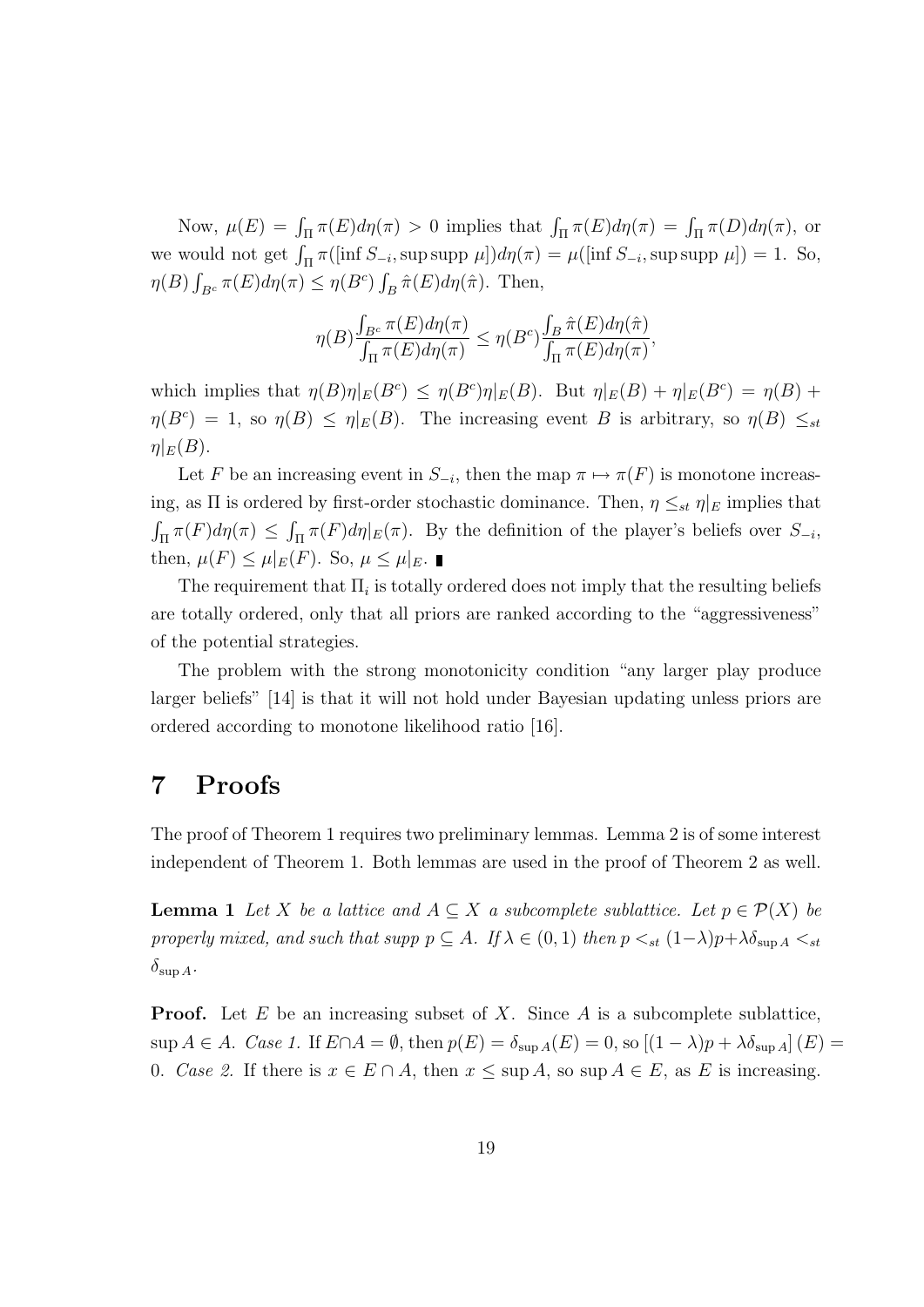Now, $\mu(E) = \int_\Pi \pi(E)d\eta(\pi) > 0$ implies that $\int_\Pi \pi(E)d\eta(\pi) = \int_\Pi \pi(D)d\eta(\pi)$, or we would not get $\int_\Pi \pi([\inf S_{-i}, \sup \text{supp } \mu])d\eta(\pi) = \mu([\inf S_{-i}, \sup \text{supp } \mu]) = 1$. So, $\eta(B)\int_{B^c} \pi(E)d\eta(\pi) \leq \eta(B^c)\int_B \hat{\pi}(E)d\eta(\hat{\pi})$. Then,

$$\eta(B)\frac{\int_{B^c} \pi(E)d\eta(\pi)}{\int_\Pi \pi(E)d\eta(\pi)} \leq \eta(B^c)\frac{\int_B \hat{\pi}(E)d\eta(\hat{\pi})}{\int_\Pi \pi(E)d\eta(\pi)},$$

which implies that $\eta(B)\eta|_E(B^c) \leq \eta(B^c)\eta|_E(B)$. But $\eta|_E(B) + \eta|_E(B^c) = \eta(B) + \eta(B^c) = 1$, so $\eta(B) \leq \eta|_E(B)$. The increasing event $B$ is arbitrary, so $\eta(B) \leq_{st} \eta|_E(B)$.

Let $F$ be an increasing event in $S_{-i}$, then the map $\pi \mapsto \pi(F)$ is monotone increasing, as $\Pi$ is ordered by first-order stochastic dominance. Then, $\eta \leq_{st} \eta|_E$ implies that $\int_\Pi \pi(F)d\eta(\pi) \leq \int_\Pi \pi(F)d\eta|_E(\pi)$. By the definition of the player's beliefs over $S_{-i}$, then, $\mu(F) \leq \mu|_E(F)$. So, $\mu \leq \mu|_E$. ∎

The requirement that $\Pi_i$ is totally ordered does not imply that the resulting beliefs are totally ordered, only that all priors are ranked according to the "aggressiveness" of the potential strategies.

The problem with the strong monotonicity condition "any larger play produce larger beliefs" [14] is that it will not hold under Bayesian updating unless priors are ordered according to monotone likelihood ratio [16].

# 7 Proofs

The proof of Theorem 1 requires two preliminary lemmas. Lemma 2 is of some interest independent of Theorem 1. Both lemmas are used in the proof of Theorem 2 as well.

**Lemma 1** *Let $X$ be a lattice and $A \subseteq X$ a subcomplete sublattice. Let $p \in \mathcal{P}(X)$ be properly mixed, and such that $\text{supp } p \subseteq A$. If $\lambda \in (0,1)$ then $p <_{st} (1-\lambda)p + \lambda\delta_{\sup A} <_{st} \delta_{\sup A}$.*

**Proof.** Let $E$ be an increasing subset of $X$. Since $A$ is a subcomplete sublattice, $\sup A \in A$. *Case 1.* If $E \cap A = \emptyset$, then $p(E) = \delta_{\sup A}(E) = 0$, so $[(1-\lambda)p + \lambda\delta_{\sup A}](E) = 0$. *Case 2.* If there is $x \in E \cap A$, then $x \leq \sup A$, so $\sup A \in E$, as $E$ is increasing.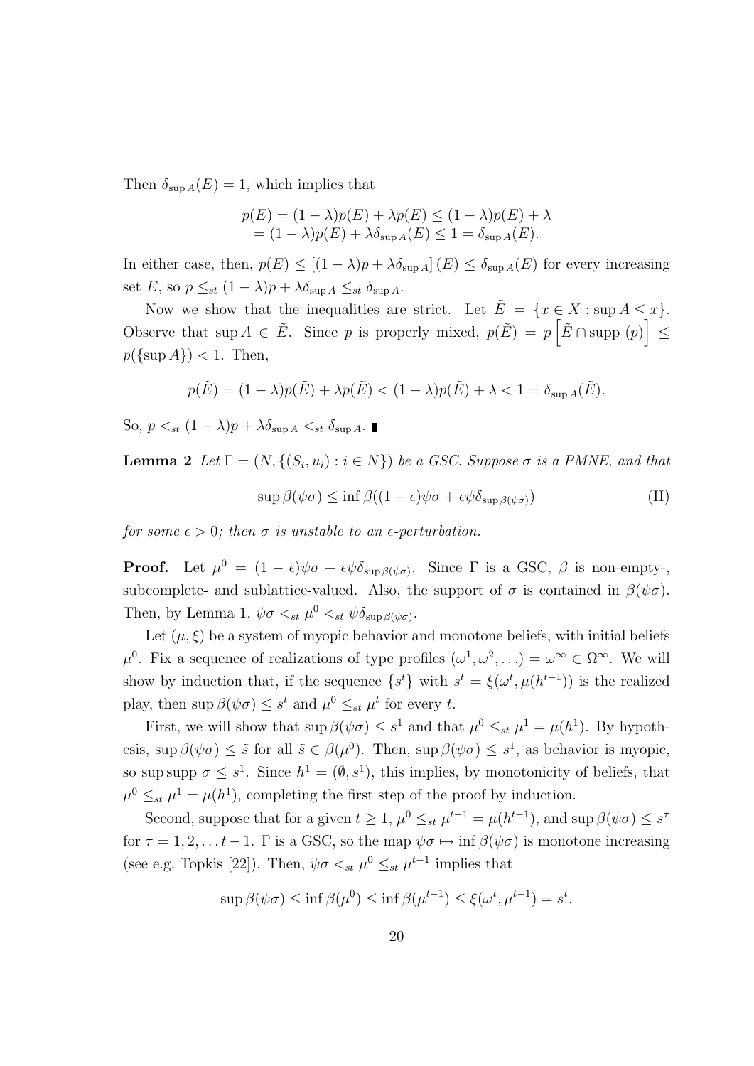Then $\delta_{\sup A}(E) = 1$, which implies that

$$\begin{aligned} p(E) &= (1-\lambda)p(E) + \lambda p(E) \leq (1-\lambda)p(E) + \lambda \\ &= (1-\lambda)p(E) + \lambda \delta_{\sup A}(E) \leq 1 = \delta_{\sup A}(E). \end{aligned}$$

In either case, then, $p(E) \leq [(1-\lambda)p + \lambda\delta_{\sup A}](E) \leq \delta_{\sup A}(E)$ for every increasing set $E$, so $p \leq_{st} (1-\lambda)p + \lambda\delta_{\sup A} \leq_{st} \delta_{\sup A}$.

Now we show that the inequalities are strict. Let $\tilde{E} = \{x \in X : \sup A \leq x\}$. Observe that $\sup A \in \tilde{E}$. Since $p$ is properly mixed, $p(\tilde{E}) = p\left[\tilde{E} \cap \text{supp}\,(p)\right] \leq p(\{\sup A\}) < 1$. Then,

$$p(\tilde{E}) = (1-\lambda)p(\tilde{E}) + \lambda p(\tilde{E}) < (1-\lambda)p(\tilde{E}) + \lambda < 1 = \delta_{\sup A}(\tilde{E}).$$

So, $p <_{st} (1-\lambda)p + \lambda\delta_{\sup A} <_{st} \delta_{\sup A}$. ∎

**Lemma 2** *Let $\Gamma = (N, \{(S_i, u_i) : i \in N\})$ be a GSC. Suppose $\sigma$ is a PMNE, and that*

$$\sup \beta(\psi\sigma) \leq \inf \beta((1-\epsilon)\psi\sigma + \epsilon\psi\delta_{\sup \beta(\psi\sigma)}) \tag{II}$$

*for some $\epsilon > 0$; then $\sigma$ is unstable to an $\epsilon$-perturbation.*

**Proof.** Let $\mu^0 = (1-\epsilon)\psi\sigma + \epsilon\psi\delta_{\sup \beta(\psi\sigma)}$. Since $\Gamma$ is a GSC, $\beta$ is non-empty-, subcomplete- and sublattice-valued. Also, the support of $\sigma$ is contained in $\beta(\psi\sigma)$. Then, by Lemma 1, $\psi\sigma <_{st} \mu^0 <_{st} \psi\delta_{\sup \beta(\psi\sigma)}$.

Let $(\mu, \xi)$ be a system of myopic behavior and monotone beliefs, with initial beliefs $\mu^0$. Fix a sequence of realizations of type profiles $(\omega^1, \omega^2, \ldots) = \omega^\infty \in \Omega^\infty$. We will show by induction that, if the sequence $\{s^t\}$ with $s^t = \xi(\omega^t, \mu(h^{t-1}))$ is the realized play, then $\sup \beta(\psi\sigma) \leq s^t$ and $\mu^0 \leq_{st} \mu^t$ for every $t$.

First, we will show that $\sup \beta(\psi\sigma) \leq s^1$ and that $\mu^0 \leq_{st} \mu^1 = \mu(h^1)$. By hypothesis, $\sup \beta(\psi\sigma) \leq \tilde{s}$ for all $\tilde{s} \in \beta(\mu^0)$. Then, $\sup \beta(\psi\sigma) \leq s^1$, as behavior is myopic, so $\sup \text{supp}\,\sigma \leq s^1$. Since $h^1 = (\emptyset, s^1)$, this implies, by monotonicity of beliefs, that $\mu^0 \leq_{st} \mu^1 = \mu(h^1)$, completing the first step of the proof by induction.

Second, suppose that for a given $t \geq 1$, $\mu^0 \leq_{st} \mu^{t-1} = \mu(h^{t-1})$, and $\sup \beta(\psi\sigma) \leq s^\tau$ for $\tau = 1, 2, \ldots t-1$. $\Gamma$ is a GSC, so the map $\psi\sigma \mapsto \inf \beta(\psi\sigma)$ is monotone increasing (see e.g. Topkis [22]). Then, $\psi\sigma <_{st} \mu^0 \leq_{st} \mu^{t-1}$ implies that

$$\sup \beta(\psi\sigma) \leq \inf \beta(\mu^0) \leq \inf \beta(\mu^{t-1}) \leq \xi(\omega^t, \mu^{t-1}) = s^t.$$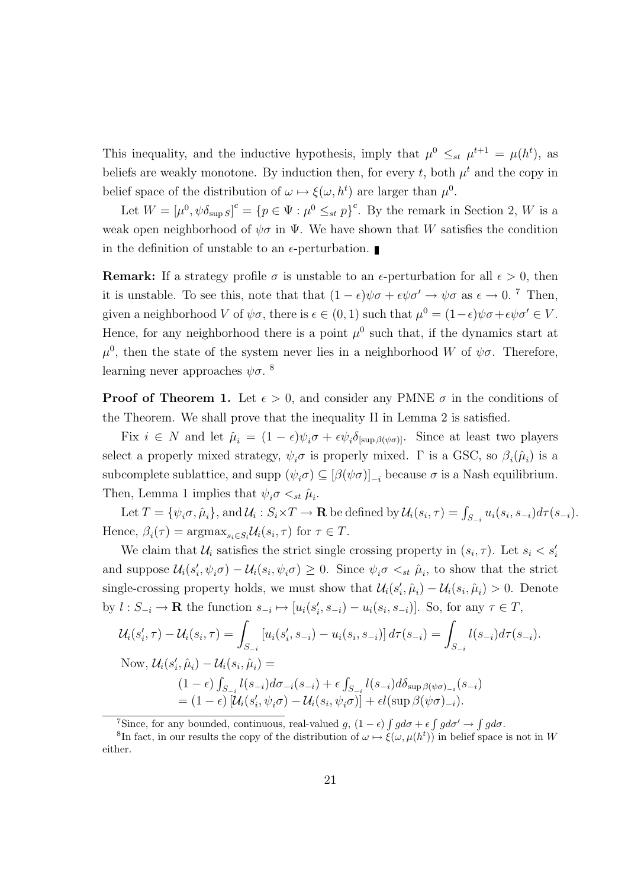This inequality, and the inductive hypothesis, imply that $\mu^0 \leq_{st} \mu^{t+1} = \mu(h^t)$, as beliefs are weakly monotone. By induction then, for every $t$, both $\mu^t$ and the copy in belief space of the distribution of $\omega \mapsto \xi(\omega, h^t)$ are larger than $\mu^0$.

Let $W = [\mu^0, \psi\delta_{\sup S}]^c = \{p \in \Psi : \mu^0 \leq_{st} p\}^c$. By the remark in Section 2, $W$ is a weak open neighborhood of $\psi\sigma$ in $\Psi$. We have shown that $W$ satisfies the condition in the definition of unstable to an $\epsilon$-perturbation. ∎

**Remark:** If a strategy profile $\sigma$ is unstable to an $\epsilon$-perturbation for all $\epsilon > 0$, then it is unstable. To see this, note that that $(1-\epsilon)\psi\sigma + \epsilon\psi\sigma' \to \psi\sigma$ as $\epsilon \to 0$. [7] Then, given a neighborhood $V$ of $\psi\sigma$, there is $\epsilon \in (0,1)$ such that $\mu^0 = (1-\epsilon)\psi\sigma + \epsilon\psi\sigma' \in V$. Hence, for any neighborhood there is a point $\mu^0$ such that, if the dynamics start at $\mu^0$, then the state of the system never lies in a neighborhood $W$ of $\psi\sigma$. Therefore, learning never approaches $\psi\sigma$. [8]

**Proof of Theorem 1.** Let $\epsilon > 0$, and consider any PMNE $\sigma$ in the conditions of the Theorem. We shall prove that the inequality II in Lemma 2 is satisfied.

Fix $i \in N$ and let $\hat{\mu}_i = (1-\epsilon)\psi_i\sigma + \epsilon\psi_i\delta_{[\sup \beta(\psi\sigma)]}$. Since at least two players select a properly mixed strategy, $\psi_i\sigma$ is properly mixed. $\Gamma$ is a GSC, so $\beta_i(\hat{\mu}_i)$ is a subcomplete sublattice, and supp $(\psi_i\sigma) \subseteq [\beta(\psi\sigma)]_{-i}$ because $\sigma$ is a Nash equilibrium. Then, Lemma 1 implies that $\psi_i\sigma <_{st} \hat{\mu}_i$.

Let $T = \{\psi_i\sigma, \hat{\mu}_i\}$, and $\mathcal{U}_i : S_i \times T \to \mathbf{R}$ be defined by $\mathcal{U}_i(s_i, \tau) = \int_{S_{-i}} u_i(s_i, s_{-i}) d\tau(s_{-i})$. Hence, $\beta_i(\tau) = \operatorname{argmax}_{s_i \in S_i} \mathcal{U}_i(s_i, \tau)$ for $\tau \in T$.

We claim that $\mathcal{U}_i$ satisfies the strict single crossing property in $(s_i, \tau)$. Let $s_i < s_i'$ and suppose $\mathcal{U}_i(s_i', \psi_i\sigma) - \mathcal{U}_i(s_i, \psi_i\sigma) \geq 0$. Since $\psi_i\sigma <_{st} \hat{\mu}_i$, to show that the strict single-crossing property holds, we must show that $\mathcal{U}_i(s_i', \hat{\mu}_i) - \mathcal{U}_i(s_i, \hat{\mu}_i) > 0$. Denote by $l : S_{-i} \to \mathbf{R}$ the function $s_{-i} \mapsto [u_i(s_i', s_{-i}) - u_i(s_i, s_{-i})]$. So, for any $\tau \in T$,

$$\mathcal{U}_i(s_i', \tau) - \mathcal{U}_i(s_i, \tau) = \int_{S_{-i}} [u_i(s_i', s_{-i}) - u_i(s_i, s_{-i})] \, d\tau(s_{-i}) = \int_{S_{-i}} l(s_{-i}) d\tau(s_{-i}).$$

Now, $\mathcal{U}_i(s_i', \hat{\mu}_i) - \mathcal{U}_i(s_i, \hat{\mu}_i) =$

$$(1-\epsilon) \int_{S_{-i}} l(s_{-i}) d\sigma_{-i}(s_{-i}) + \epsilon \int_{S_{-i}} l(s_{-i}) d\delta_{\sup \beta(\psi\sigma)_{-i}}(s_{-i})$$
$$= (1-\epsilon) \left[\mathcal{U}_i(s_i', \psi_i\sigma) - \mathcal{U}_i(s_i, \psi_i\sigma)\right] + \epsilon l(\sup \beta(\psi\sigma)_{-i}).$$

---

[7] Since, for any bounded, continuous, real-valued $g$, $(1-\epsilon)\int g d\sigma + \epsilon \int g d\sigma' \to \int g d\sigma$.

[8] In fact, in our results the copy of the distribution of $\omega \mapsto \xi(\omega, \mu(h^t))$ in belief space is not in $W$ either.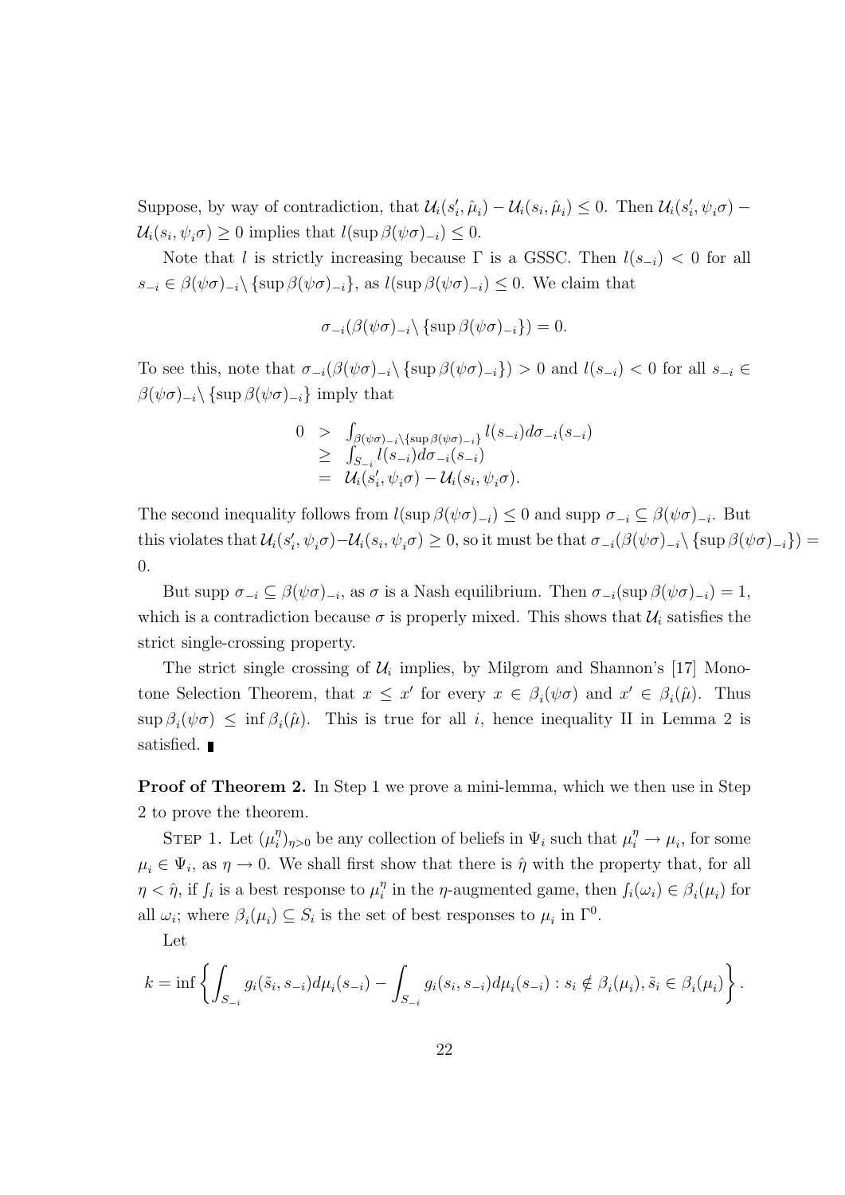Suppose, by way of contradiction, that $\mathcal{U}_i(s_i', \hat{\mu}_i) - \mathcal{U}_i(s_i, \hat{\mu}_i) \leq 0$. Then $\mathcal{U}_i(s_i', \psi_i\sigma) - \mathcal{U}_i(s_i, \psi_i\sigma) \geq 0$ implies that $l(\sup \beta(\psi\sigma)_{-i}) \leq 0$.

Note that $l$ is strictly increasing because $\Gamma$ is a GSSC. Then $l(s_{-i}) < 0$ for all $s_{-i} \in \beta(\psi\sigma)_{-i} \setminus \{\sup \beta(\psi\sigma)_{-i}\}$, as $l(\sup \beta(\psi\sigma)_{-i}) \leq 0$. We claim that

$$\sigma_{-i}(\beta(\psi\sigma)_{-i} \setminus \{\sup \beta(\psi\sigma)_{-i}\}) = 0.$$

To see this, note that $\sigma_{-i}(\beta(\psi\sigma)_{-i} \setminus \{\sup \beta(\psi\sigma)_{-i}\}) > 0$ and $l(s_{-i}) < 0$ for all $s_{-i} \in \beta(\psi\sigma)_{-i} \setminus \{\sup \beta(\psi\sigma)_{-i}\}$ imply that

$$\begin{array}{rcl} 0 & > & \int_{\beta(\psi\sigma)_{-i} \setminus \{\sup \beta(\psi\sigma)_{-i}\}} l(s_{-i}) d\sigma_{-i}(s_{-i}) \\ & \geq & \int_{S_{-i}} l(s_{-i}) d\sigma_{-i}(s_{-i}) \\ & = & \mathcal{U}_i(s_i', \psi_i\sigma) - \mathcal{U}_i(s_i, \psi_i\sigma). \end{array}$$

The second inequality follows from $l(\sup \beta(\psi\sigma)_{-i}) \leq 0$ and supp $\sigma_{-i} \subseteq \beta(\psi\sigma)_{-i}$. But this violates that $\mathcal{U}_i(s_i', \psi_i\sigma) - \mathcal{U}_i(s_i, \psi_i\sigma) \geq 0$, so it must be that $\sigma_{-i}(\beta(\psi\sigma)_{-i} \setminus \{\sup \beta(\psi\sigma)_{-i}\}) = 0$.

But supp $\sigma_{-i} \subseteq \beta(\psi\sigma)_{-i}$, as $\sigma$ is a Nash equilibrium. Then $\sigma_{-i}(\sup \beta(\psi\sigma)_{-i}) = 1$, which is a contradiction because $\sigma$ is properly mixed. This shows that $\mathcal{U}_i$ satisfies the strict single-crossing property.

The strict single crossing of $\mathcal{U}_i$ implies, by Milgrom and Shannon's [17] Monotone Selection Theorem, that $x \leq x'$ for every $x \in \beta_i(\psi\sigma)$ and $x' \in \beta_i(\hat{\mu})$. Thus $\sup \beta_i(\psi\sigma) \leq \inf \beta_i(\hat{\mu})$. This is true for all $i$, hence inequality II in Lemma 2 is satisfied. ∎

**Proof of Theorem 2.** In Step 1 we prove a mini-lemma, which we then use in Step 2 to prove the theorem.

STEP 1. Let $(\mu_i^\eta)_{\eta>0}$ be any collection of beliefs in $\Psi_i$ such that $\mu_i^\eta \to \mu_i$, for some $\mu_i \in \Psi_i$, as $\eta \to 0$. We shall first show that there is $\hat{\eta}$ with the property that, for all $\eta < \hat{\eta}$, if $\int_i$ is a best response to $\mu_i^\eta$ in the $\eta$-augmented game, then $\int_i(\omega_i) \in \beta_i(\mu_i)$ for all $\omega_i$; where $\beta_i(\mu_i) \subseteq S_i$ is the set of best responses to $\mu_i$ in $\Gamma^0$.

Let

$$k = \inf \left\{ \int_{S_{-i}} g_i(\tilde{s}_i, s_{-i}) d\mu_i(s_{-i}) - \int_{S_{-i}} g_i(s_i, s_{-i}) d\mu_i(s_{-i}) : s_i \notin \beta_i(\mu_i), \tilde{s}_i \in \beta_i(\mu_i) \right\}.$$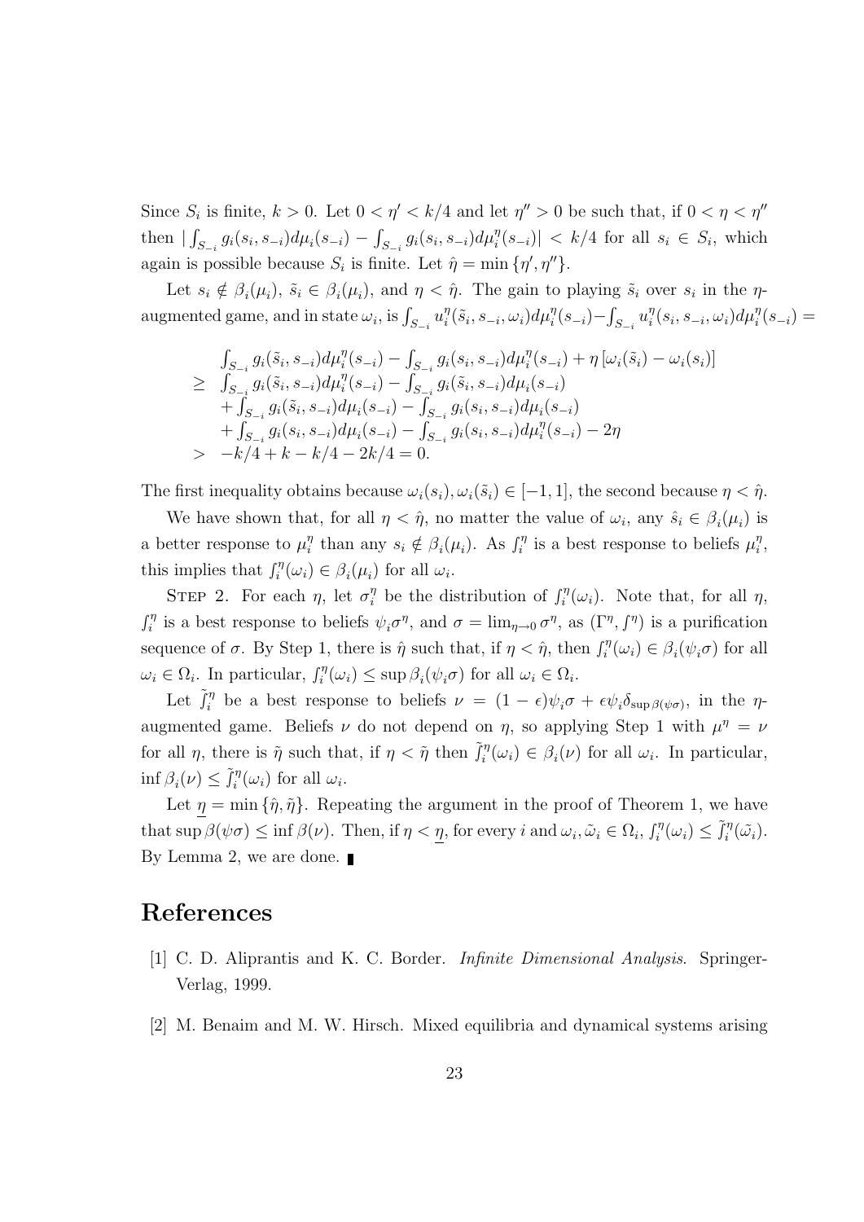Since $S_i$ is finite, $k > 0$. Let $0 < \eta' < k/4$ and let $\eta'' > 0$ be such that, if $0 < \eta < \eta''$ then $|\int_{S_{-i}} g_i(s_i, s_{-i}) d\mu_i(s_{-i}) - \int_{S_{-i}} g_i(s_i, s_{-i}) d\mu_i^\eta(s_{-i})| < k/4$ for all $s_i \in S_i$, which again is possible because $S_i$ is finite. Let $\hat{\eta} = \min\{\eta', \eta''\}$.

Let $s_i \notin \beta_i(\mu_i)$, $\tilde{s}_i \in \beta_i(\mu_i)$, and $\eta < \hat{\eta}$. The gain to playing $\tilde{s}_i$ over $s_i$ in the $\eta$-augmented game, and in state $\omega_i$, is $\int_{S_{-i}} u_i^\eta(\tilde{s}_i, s_{-i}, \omega_i) d\mu_i^\eta(s_{-i}) - \int_{S_{-i}} u_i^\eta(s_i, s_{-i}, \omega_i) d\mu_i^\eta(s_{-i}) =$

$$
\begin{aligned}
& \int_{S_{-i}} g_i(\tilde{s}_i, s_{-i}) d\mu_i^\eta(s_{-i}) - \int_{S_{-i}} g_i(s_i, s_{-i}) d\mu_i^\eta(s_{-i}) + \eta\left[\omega_i(\tilde{s}_i) - \omega_i(s_i)\right] \\
\geq \; & \int_{S_{-i}} g_i(\tilde{s}_i, s_{-i}) d\mu_i^\eta(s_{-i}) - \int_{S_{-i}} g_i(\tilde{s}_i, s_{-i}) d\mu_i(s_{-i}) \\
& + \int_{S_{-i}} g_i(\tilde{s}_i, s_{-i}) d\mu_i(s_{-i}) - \int_{S_{-i}} g_i(s_i, s_{-i}) d\mu_i(s_{-i}) \\
& + \int_{S_{-i}} g_i(s_i, s_{-i}) d\mu_i(s_{-i}) - \int_{S_{-i}} g_i(s_i, s_{-i}) d\mu_i^\eta(s_{-i}) - 2\eta \\
> \; & -k/4 + k - k/4 - 2k/4 = 0.
\end{aligned}
$$

The first inequality obtains because $\omega_i(s_i), \omega_i(\tilde{s}_i) \in [-1, 1]$, the second because $\eta < \hat{\eta}$.

We have shown that, for all $\eta < \hat{\eta}$, no matter the value of $\omega_i$, any $\hat{s}_i \in \beta_i(\mu_i)$ is a better response to $\mu_i^\eta$ than any $s_i \notin \beta_i(\mu_i)$. As $f_i^\eta$ is a best response to beliefs $\mu_i^\eta$, this implies that $f_i^\eta(\omega_i) \in \beta_i(\mu_i)$ for all $\omega_i$.

STEP 2. For each $\eta$, let $\sigma_i^\eta$ be the distribution of $f_i^\eta(\omega_i)$. Note that, for all $\eta$, $f_i^\eta$ is a best response to beliefs $\psi_i \sigma^\eta$, and $\sigma = \lim_{\eta \to 0} \sigma^\eta$, as $(\Gamma^\eta, f^\eta)$ is a purification sequence of $\sigma$. By Step 1, there is $\hat{\eta}$ such that, if $\eta < \hat{\eta}$, then $f_i^\eta(\omega_i) \in \beta_i(\psi_i \sigma)$ for all $\omega_i \in \Omega_i$. In particular, $f_i^\eta(\omega_i) \leq \sup \beta_i(\psi_i \sigma)$ for all $\omega_i \in \Omega_i$.

Let $\tilde{f}_i^\eta$ be a best response to beliefs $\nu = (1 - \epsilon)\psi_i \sigma + \epsilon \psi_i \delta_{\sup \beta(\psi\sigma)}$, in the $\eta$-augmented game. Beliefs $\nu$ do not depend on $\eta$, so applying Step 1 with $\mu^\eta = \nu$ for all $\eta$, there is $\tilde{\eta}$ such that, if $\eta < \tilde{\eta}$ then $\tilde{f}_i^\eta(\omega_i) \in \beta_i(\nu)$ for all $\omega_i$. In particular, $\inf \beta_i(\nu) \leq \tilde{f}_i^\eta(\omega_i)$ for all $\omega_i$.

Let $\underline{\eta} = \min\{\hat{\eta}, \tilde{\eta}\}$. Repeating the argument in the proof of Theorem 1, we have that $\sup \beta(\psi\sigma) \leq \inf \beta(\nu)$. Then, if $\eta < \underline{\eta}$, for every $i$ and $\omega_i, \tilde{\omega}_i \in \Omega_i$, $f_i^\eta(\omega_i) \leq \tilde{f}_i^\eta(\tilde{\omega}_i)$. By Lemma 2, we are done. ∎

# References

[1] C. D. Aliprantis and K. C. Border. *Infinite Dimensional Analysis*. Springer-Verlag, 1999.

[2] M. Benaim and M. W. Hirsch. Mixed equilibria and dynamical systems arising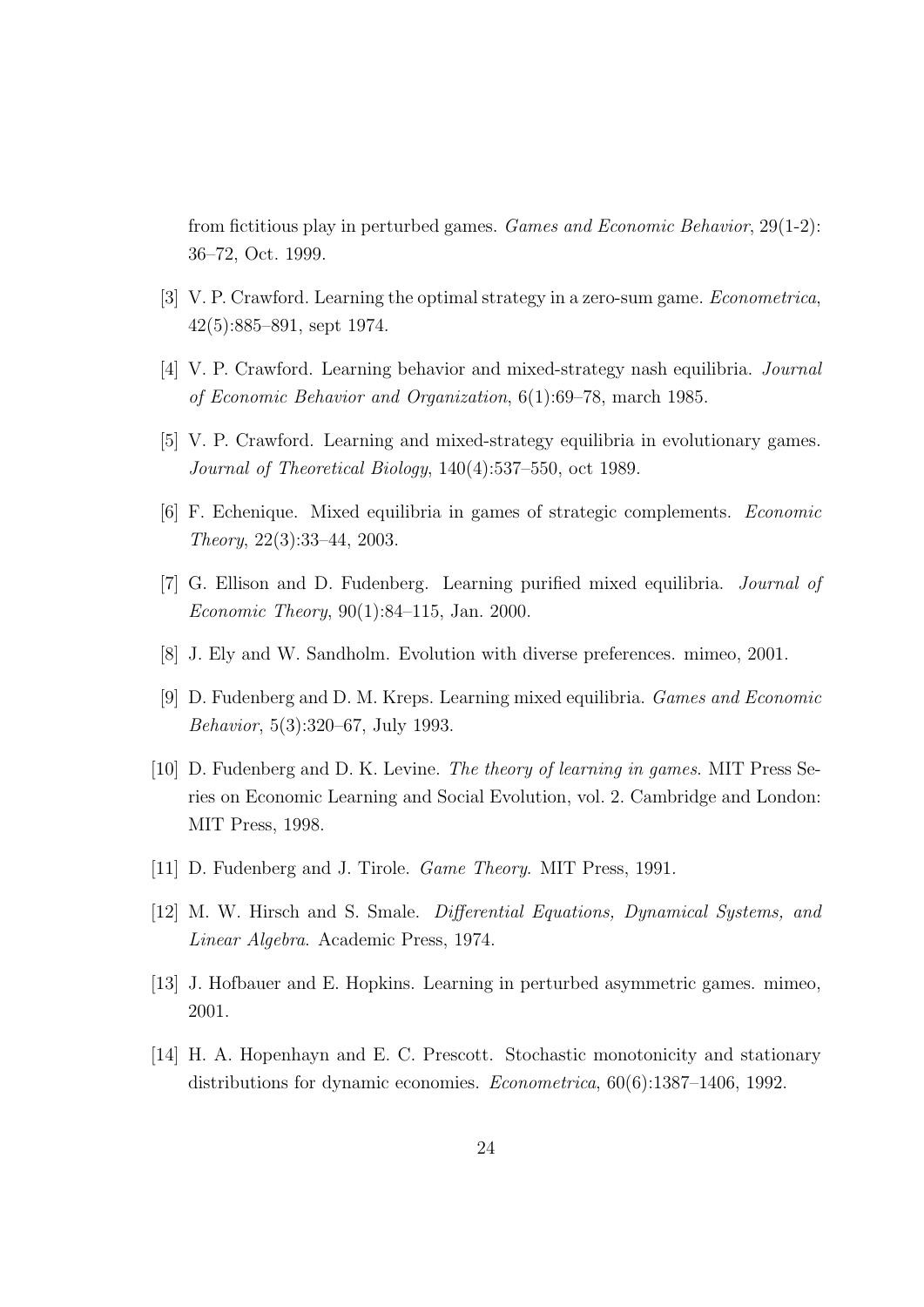from fictitious play in perturbed games. *Games and Economic Behavior*, 29(1-2): 36–72, Oct. 1999.

[3] V. P. Crawford. Learning the optimal strategy in a zero-sum game. *Econometrica*, 42(5):885–891, sept 1974.

[4] V. P. Crawford. Learning behavior and mixed-strategy nash equilibria. *Journal of Economic Behavior and Organization*, 6(1):69–78, march 1985.

[5] V. P. Crawford. Learning and mixed-strategy equilibria in evolutionary games. *Journal of Theoretical Biology*, 140(4):537–550, oct 1989.

[6] F. Echenique. Mixed equilibria in games of strategic complements. *Economic Theory*, 22(3):33–44, 2003.

[7] G. Ellison and D. Fudenberg. Learning purified mixed equilibria. *Journal of Economic Theory*, 90(1):84–115, Jan. 2000.

[8] J. Ely and W. Sandholm. Evolution with diverse preferences. mimeo, 2001.

[9] D. Fudenberg and D. M. Kreps. Learning mixed equilibria. *Games and Economic Behavior*, 5(3):320–67, July 1993.

[10] D. Fudenberg and D. K. Levine. *The theory of learning in games*. MIT Press Series on Economic Learning and Social Evolution, vol. 2. Cambridge and London: MIT Press, 1998.

[11] D. Fudenberg and J. Tirole. *Game Theory*. MIT Press, 1991.

[12] M. W. Hirsch and S. Smale. *Differential Equations, Dynamical Systems, and Linear Algebra*. Academic Press, 1974.

[13] J. Hofbauer and E. Hopkins. Learning in perturbed asymmetric games. mimeo, 2001.

[14] H. A. Hopenhayn and E. C. Prescott. Stochastic monotonicity and stationary distributions for dynamic economies. *Econometrica*, 60(6):1387–1406, 1992.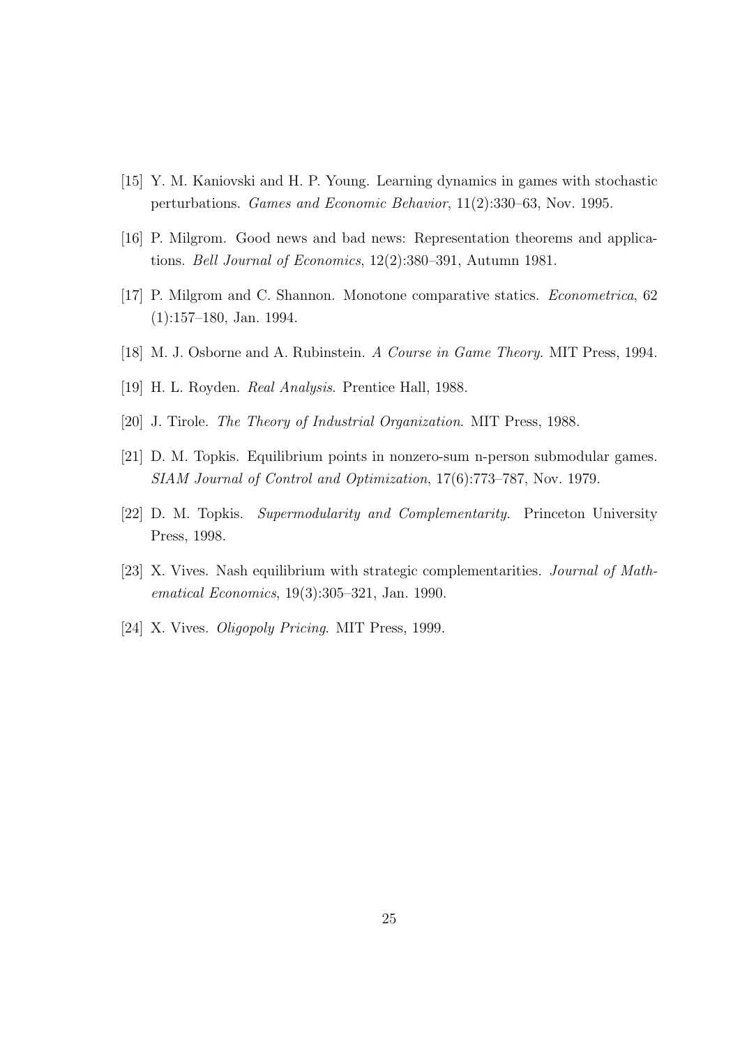[15] Y. M. Kaniovski and H. P. Young. Learning dynamics in games with stochastic perturbations. *Games and Economic Behavior*, 11(2):330–63, Nov. 1995.

[16] P. Milgrom. Good news and bad news: Representation theorems and applications. *Bell Journal of Economics*, 12(2):380–391, Autumn 1981.

[17] P. Milgrom and C. Shannon. Monotone comparative statics. *Econometrica*, 62 (1):157–180, Jan. 1994.

[18] M. J. Osborne and A. Rubinstein. *A Course in Game Theory*. MIT Press, 1994.

[19] H. L. Royden. *Real Analysis*. Prentice Hall, 1988.

[20] J. Tirole. *The Theory of Industrial Organization*. MIT Press, 1988.

[21] D. M. Topkis. Equilibrium points in nonzero-sum n-person submodular games. *SIAM Journal of Control and Optimization*, 17(6):773–787, Nov. 1979.

[22] D. M. Topkis. *Supermodularity and Complementarity*. Princeton University Press, 1998.

[23] X. Vives. Nash equilibrium with strategic complementarities. *Journal of Mathematical Economics*, 19(3):305–321, Jan. 1990.

[24] X. Vives. *Oligopoly Pricing*. MIT Press, 1999.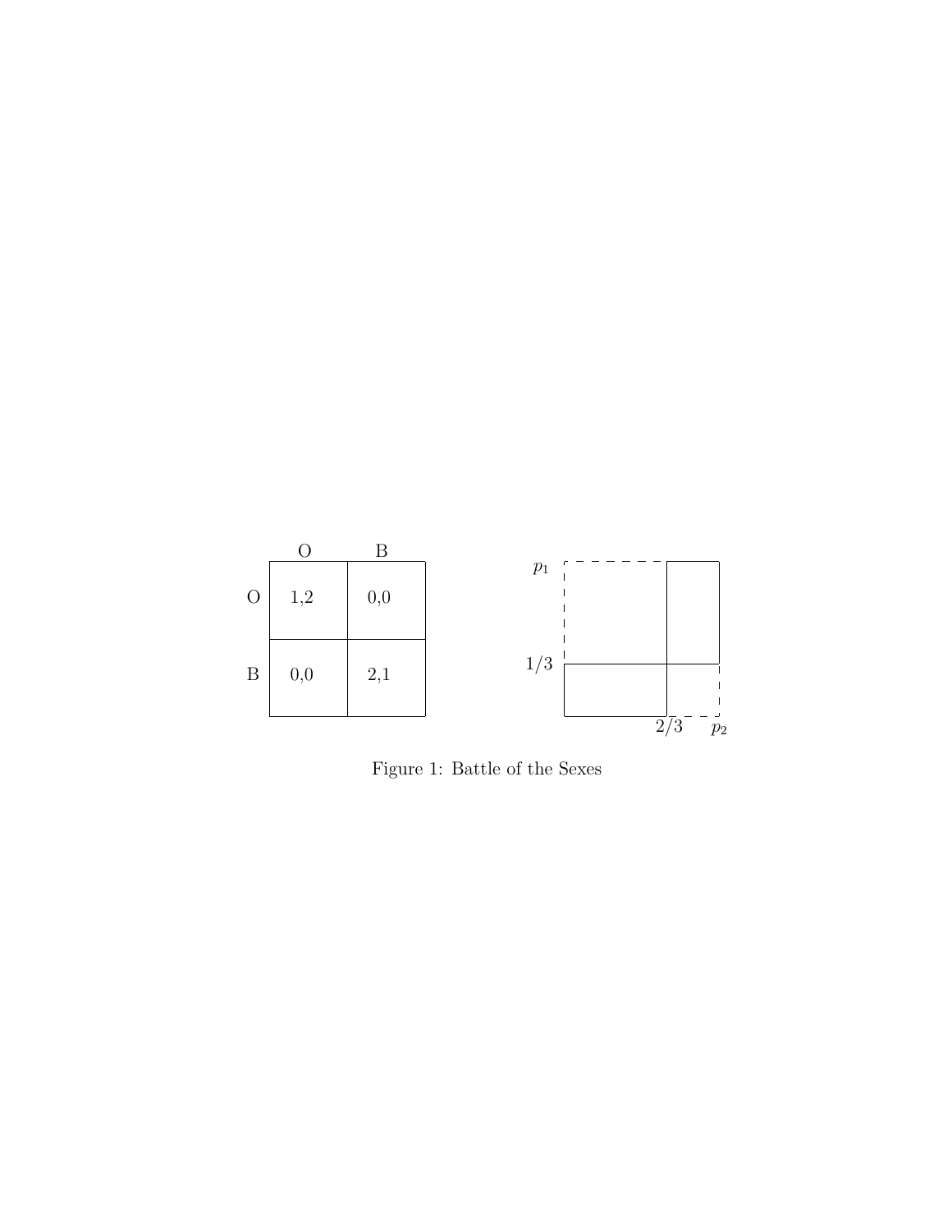|   | O | B |
|---|---|---|
| O | 1,2 | 0,0 |
| B | 0,0 | 2,1 |

Figure 1: Battle of the Sexes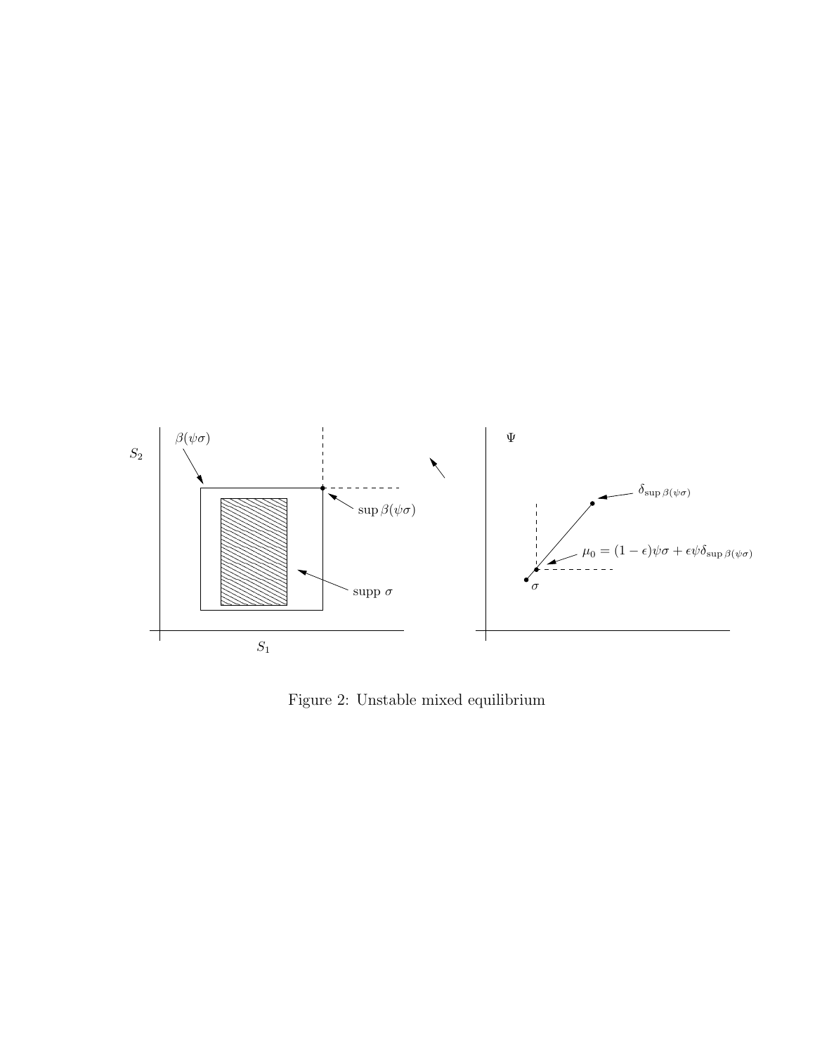Figure 2: Unstable mixed equilibrium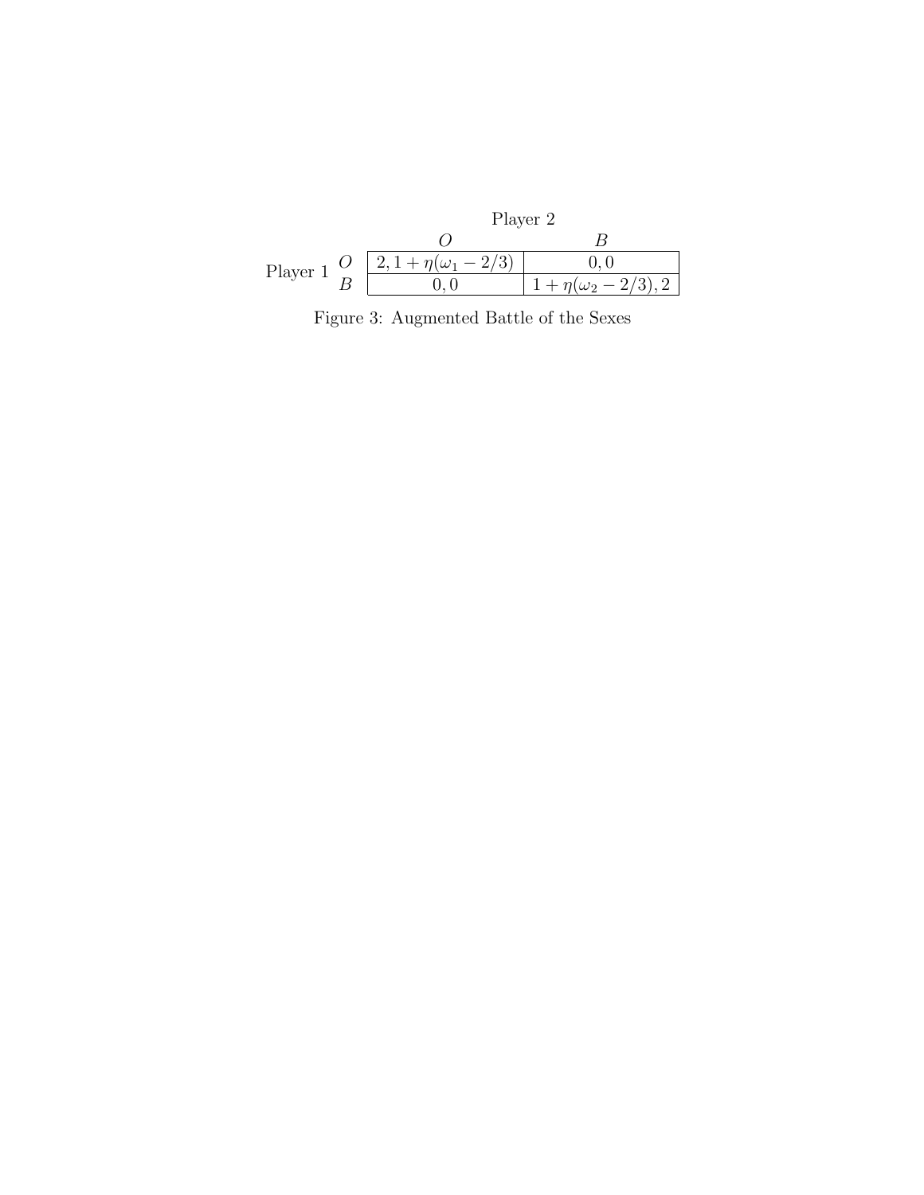| | | Player 2 | |
|---|---|---|---|
| | | $O$ | $B$ |
| Player 1 | $O$ | $2, 1 + \eta(\omega_1 - 2/3)$ | $0, 0$ |
| | $B$ | $0, 0$ | $1 + \eta(\omega_2 - 2/3), 2$ |

Figure 3: Augmented Battle of the Sexes